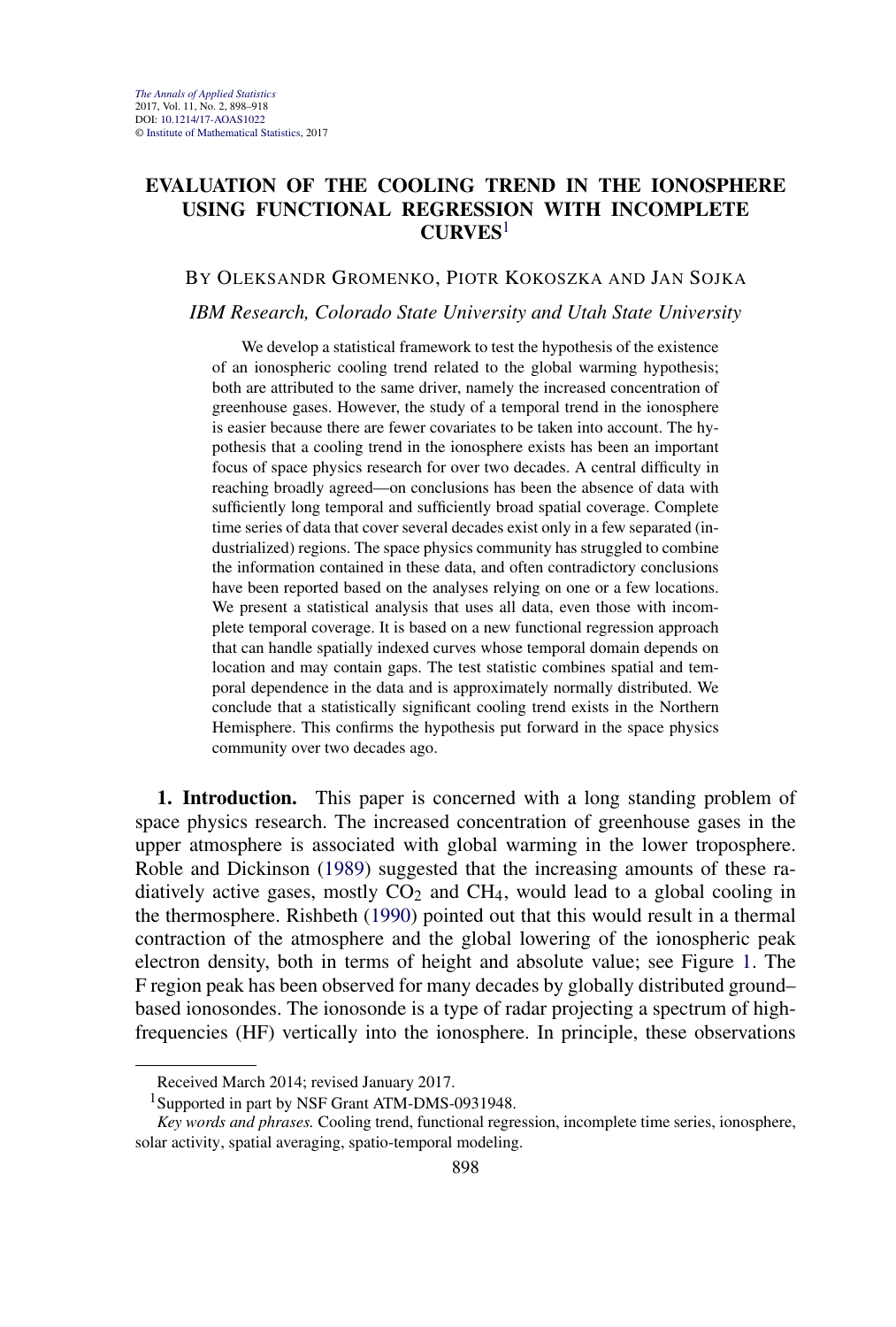# EVALUATION OF THE COOLING TREND IN THE IONOSPHERE USING FUNCTIONAL REGRESSION WITH INCOMPLETE CURVES[1]

BY OLEKSANDR GROMENKO, PIOTR KOKOSZKA AND JAN SOJKA

*IBM Research, Colorado State University and Utah State University*

We develop a statistical framework to test the hypothesis of the existence of an ionospheric cooling trend related to the global warming hypothesis; both are attributed to the same driver, namely the increased concentration of greenhouse gases. However, the study of a temporal trend in the ionosphere is easier because there are fewer covariates to be taken into account. The hypothesis that a cooling trend in the ionosphere exists has been an important focus of space physics research for over two decades. A central difficulty in reaching broadly agreed—on conclusions has been the absence of data with sufficiently long temporal and sufficiently broad spatial coverage. Complete time series of data that cover several decades exist only in a few separated (industrialized) regions. The space physics community has struggled to combine the information contained in these data, and often contradictory conclusions have been reported based on the analyses relying on one or a few locations. We present a statistical analysis that uses all data, even those with incomplete temporal coverage. It is based on a new functional regression approach that can handle spatially indexed curves whose temporal domain depends on location and may contain gaps. The test statistic combines spatial and temporal dependence in the data and is approximately normally distributed. We conclude that a statistically significant cooling trend exists in the Northern Hemisphere. This confirms the hypothesis put forward in the space physics community over two decades ago.

**1. Introduction.** This paper is concerned with a long standing problem of space physics research. The increased concentration of greenhouse gases in the upper atmosphere is associated with global warming in the lower troposphere. Roble and Dickinson (1989) suggested that the increasing amounts of these radiatively active gases, mostly $CO_2$ and $CH_4$, would lead to a global cooling in the thermosphere. Rishbeth (1990) pointed out that this would result in a thermal contraction of the atmosphere and the global lowering of the ionospheric peak electron density, both in terms of height and absolute value; see Figure 1. The F region peak has been observed for many decades by globally distributed ground–based ionosondes. The ionosonde is a type of radar projecting a spectrum of high-frequencies (HF) vertically into the ionosphere. In principle, these observations

Received March 2014; revised January 2017.

[1]Supported in part by NSF Grant ATM-DMS-0931948.

*Key words and phrases.* Cooling trend, functional regression, incomplete time series, ionosphere, solar activity, spatial averaging, spatio-temporal modeling.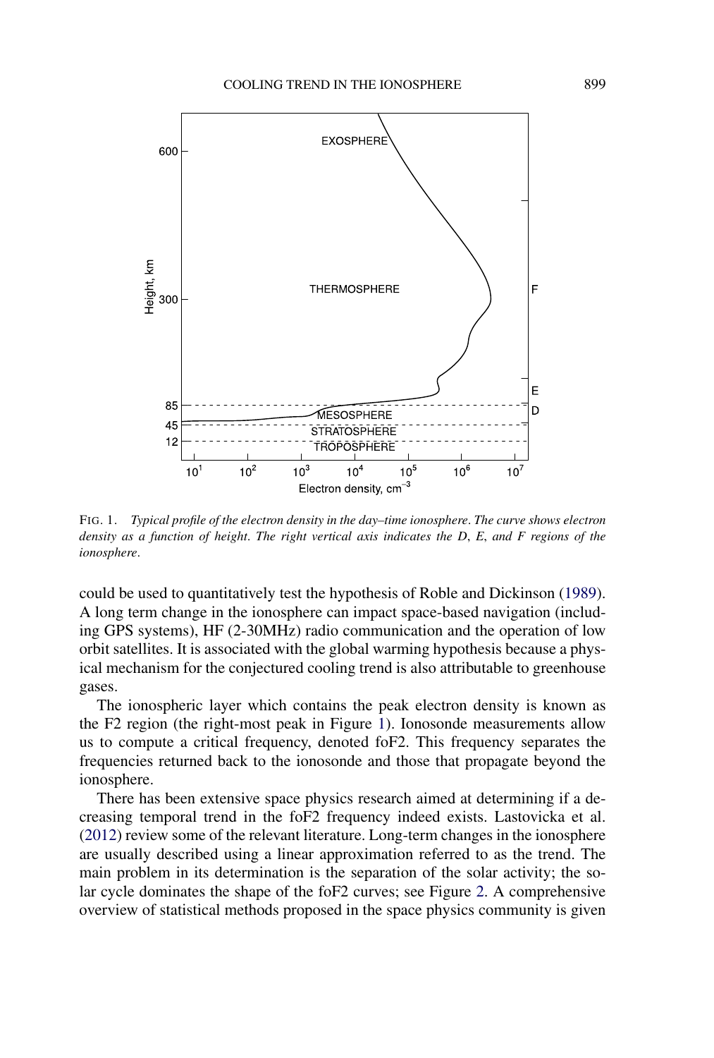FIG. 1. *Typical profile of the electron density in the day–time ionosphere. The curve shows electron density as a function of height. The right vertical axis indicates the D, E, and F regions of the ionosphere.*

could be used to quantitatively test the hypothesis of Roble and Dickinson (1989). A long term change in the ionosphere can impact space-based navigation (including GPS systems), HF (2-30MHz) radio communication and the operation of low orbit satellites. It is associated with the global warming hypothesis because a physical mechanism for the conjectured cooling trend is also attributable to greenhouse gases.

The ionospheric layer which contains the peak electron density is known as the F2 region (the right-most peak in Figure 1). Ionosonde measurements allow us to compute a critical frequency, denoted foF2. This frequency separates the frequencies returned back to the ionosonde and those that propagate beyond the ionosphere.

There has been extensive space physics research aimed at determining if a decreasing temporal trend in the foF2 frequency indeed exists. Lastovicka et al. (2012) review some of the relevant literature. Long-term changes in the ionosphere are usually described using a linear approximation referred to as the trend. The main problem in its determination is the separation of the solar activity; the solar cycle dominates the shape of the foF2 curves; see Figure 2. A comprehensive overview of statistical methods proposed in the space physics community is given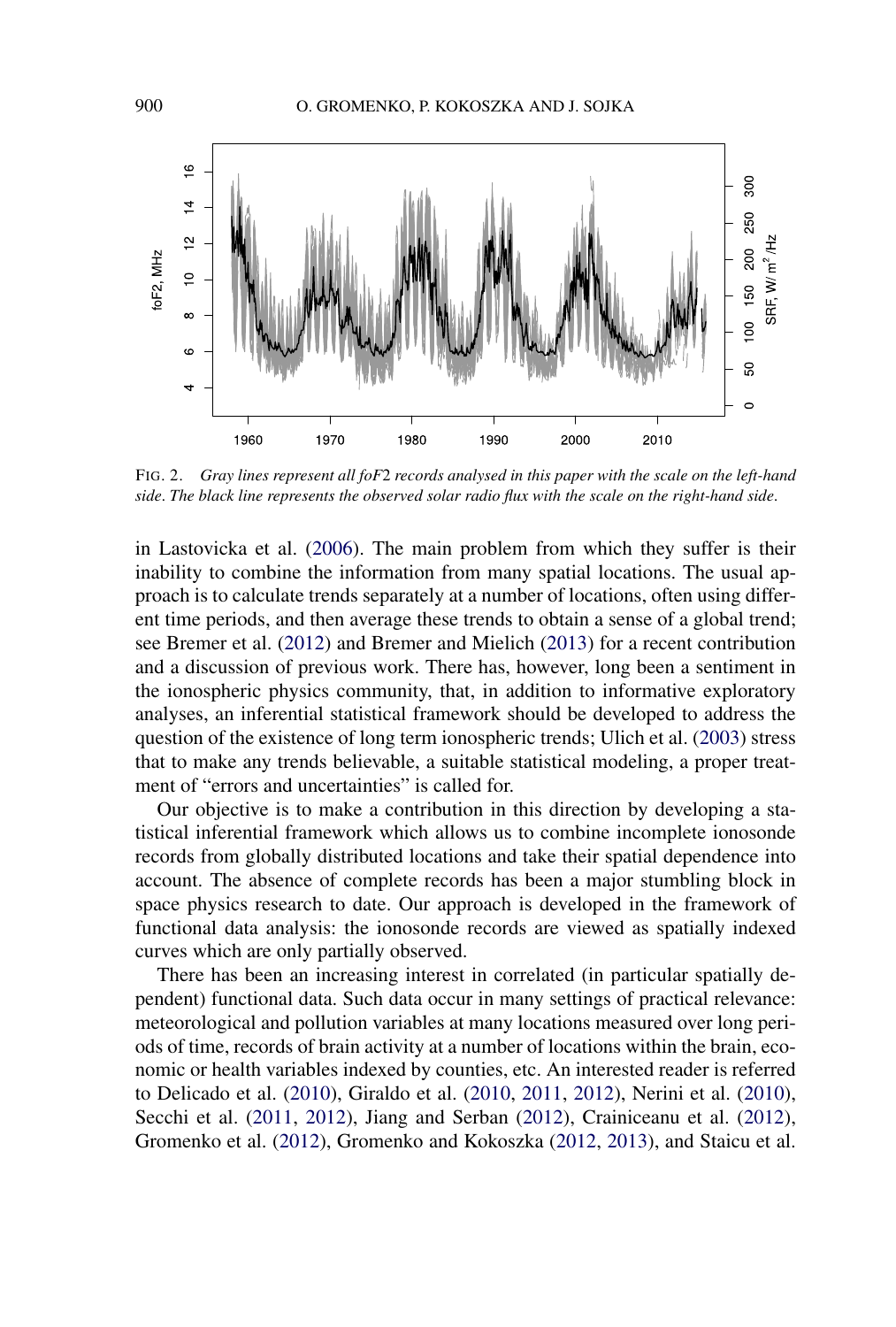FIG. 2. *Gray lines represent all foF2 records analysed in this paper with the scale on the left-hand side. The black line represents the observed solar radio flux with the scale on the right-hand side.*

in Lastovicka et al. (2006). The main problem from which they suffer is their inability to combine the information from many spatial locations. The usual approach is to calculate trends separately at a number of locations, often using different time periods, and then average these trends to obtain a sense of a global trend; see Bremer et al. (2012) and Bremer and Mielich (2013) for a recent contribution and a discussion of previous work. There has, however, long been a sentiment in the ionospheric physics community, that, in addition to informative exploratory analyses, an inferential statistical framework should be developed to address the question of the existence of long term ionospheric trends; Ulich et al. (2003) stress that to make any trends believable, a suitable statistical modeling, a proper treatment of "errors and uncertainties" is called for.

Our objective is to make a contribution in this direction by developing a statistical inferential framework which allows us to combine incomplete ionosonde records from globally distributed locations and take their spatial dependence into account. The absence of complete records has been a major stumbling block in space physics research to date. Our approach is developed in the framework of functional data analysis: the ionosonde records are viewed as spatially indexed curves which are only partially observed.

There has been an increasing interest in correlated (in particular spatially dependent) functional data. Such data occur in many settings of practical relevance: meteorological and pollution variables at many locations measured over long periods of time, records of brain activity at a number of locations within the brain, economic or health variables indexed by counties, etc. An interested reader is referred to Delicado et al. (2010), Giraldo et al. (2010, 2011, 2012), Nerini et al. (2010), Secchi et al. (2011, 2012), Jiang and Serban (2012), Crainiceanu et al. (2012), Gromenko et al. (2012), Gromenko and Kokoszka (2012, 2013), and Staicu et al.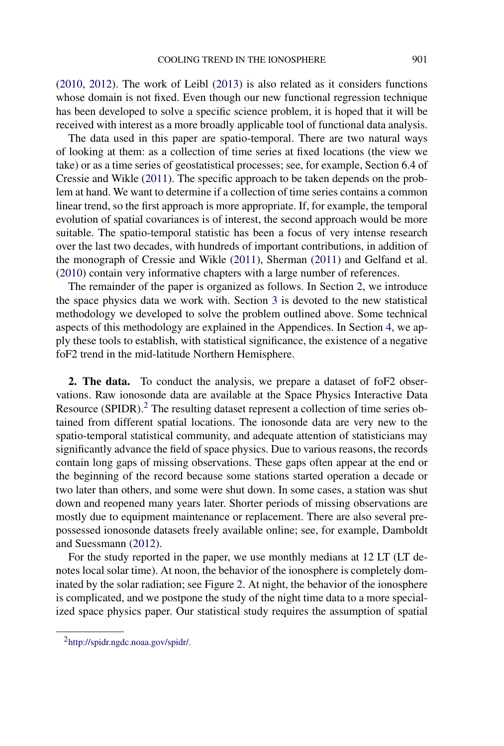(2010, 2012). The work of Leibl (2013) is also related as it considers functions whose domain is not fixed. Even though our new functional regression technique has been developed to solve a specific science problem, it is hoped that it will be received with interest as a more broadly applicable tool of functional data analysis.

The data used in this paper are spatio-temporal. There are two natural ways of looking at them: as a collection of time series at fixed locations (the view we take) or as a time series of geostatistical processes; see, for example, Section 6.4 of Cressie and Wikle (2011). The specific approach to be taken depends on the problem at hand. We want to determine if a collection of time series contains a common linear trend, so the first approach is more appropriate. If, for example, the temporal evolution of spatial covariances is of interest, the second approach would be more suitable. The spatio-temporal statistic has been a focus of very intense research over the last two decades, with hundreds of important contributions, in addition of the monograph of Cressie and Wikle (2011), Sherman (2011) and Gelfand et al. (2010) contain very informative chapters with a large number of references.

The remainder of the paper is organized as follows. In Section 2, we introduce the space physics data we work with. Section 3 is devoted to the new statistical methodology we developed to solve the problem outlined above. Some technical aspects of this methodology are explained in the Appendices. In Section 4, we apply these tools to establish, with statistical significance, the existence of a negative foF2 trend in the mid-latitude Northern Hemisphere.

**2. The data.** To conduct the analysis, we prepare a dataset of foF2 observations. Raw ionosonde data are available at the Space Physics Interactive Data Resource (SPIDR).[2] The resulting dataset represent a collection of time series obtained from different spatial locations. The ionosonde data are very new to the spatio-temporal statistical community, and adequate attention of statisticians may significantly advance the field of space physics. Due to various reasons, the records contain long gaps of missing observations. These gaps often appear at the end or the beginning of the record because some stations started operation a decade or two later than others, and some were shut down. In some cases, a station was shut down and reopened many years later. Shorter periods of missing observations are mostly due to equipment maintenance or replacement. There are also several prepossessed ionosonde datasets freely available online; see, for example, Damboldt and Suessmann (2012).

For the study reported in the paper, we use monthly medians at 12 LT (LT denotes local solar time). At noon, the behavior of the ionosphere is completely dominated by the solar radiation; see Figure 2. At night, the behavior of the ionosphere is complicated, and we postpone the study of the night time data to a more specialized space physics paper. Our statistical study requires the assumption of spatial

[2] http://spidr.ngdc.noaa.gov/spidr/.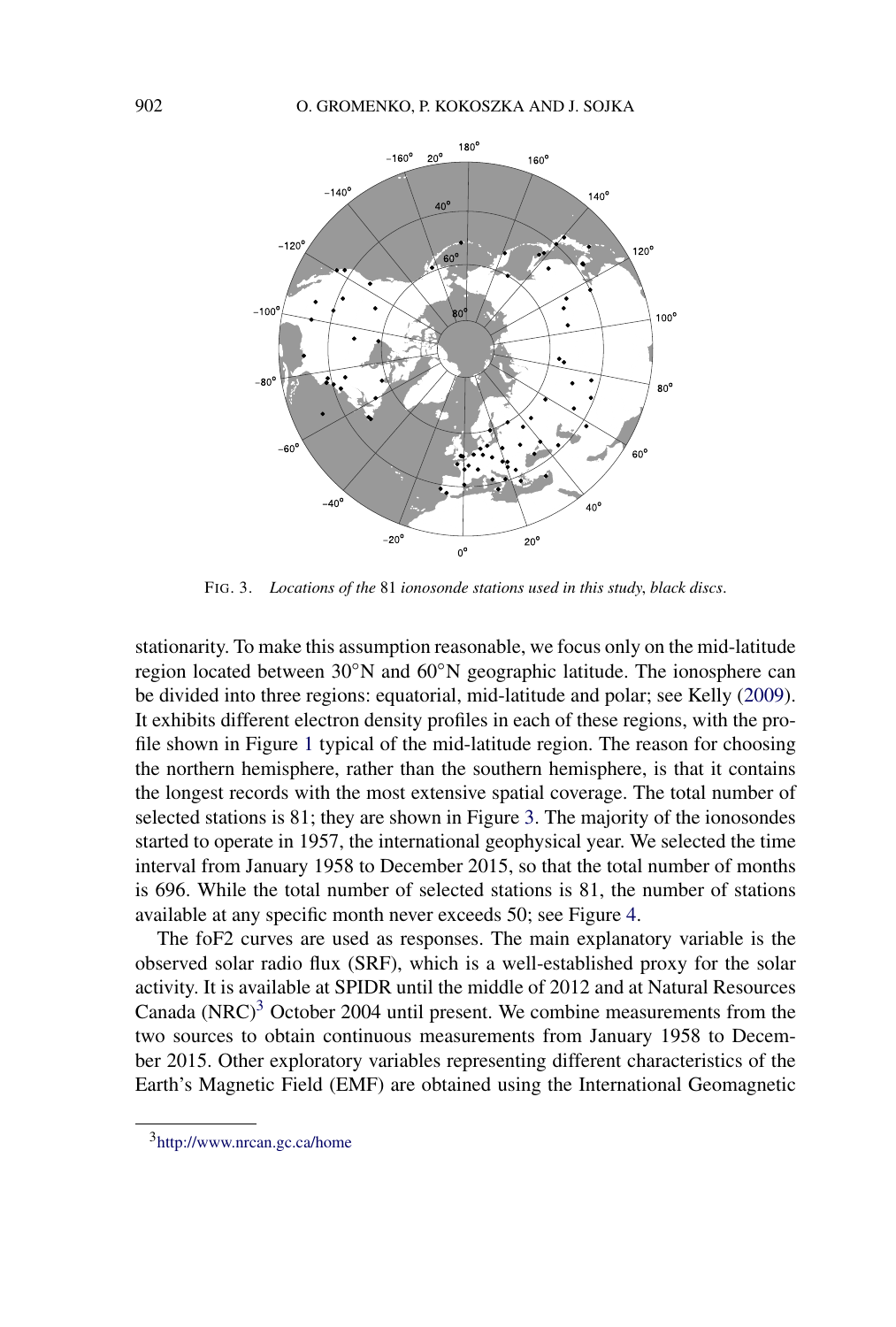FIG. 3. *Locations of the* 81 *ionosonde stations used in this study, black discs*.

stationarity. To make this assumption reasonable, we focus only on the mid-latitude region located between 30°N and 60°N geographic latitude. The ionosphere can be divided into three regions: equatorial, mid-latitude and polar; see Kelly (2009). It exhibits different electron density profiles in each of these regions, with the profile shown in Figure 1 typical of the mid-latitude region. The reason for choosing the northern hemisphere, rather than the southern hemisphere, is that it contains the longest records with the most extensive spatial coverage. The total number of selected stations is 81; they are shown in Figure 3. The majority of the ionosondes started to operate in 1957, the international geophysical year. We selected the time interval from January 1958 to December 2015, so that the total number of months is 696. While the total number of selected stations is 81, the number of stations available at any specific month never exceeds 50; see Figure 4.

The foF2 curves are used as responses. The main explanatory variable is the observed solar radio flux (SRF), which is a well-established proxy for the solar activity. It is available at SPIDR until the middle of 2012 and at Natural Resources Canada (NRC)[3] October 2004 until present. We combine measurements from the two sources to obtain continuous measurements from January 1958 to December 2015. Other exploratory variables representing different characteristics of the Earth's Magnetic Field (EMF) are obtained using the International Geomagnetic

[3] http://www.nrcan.gc.ca/home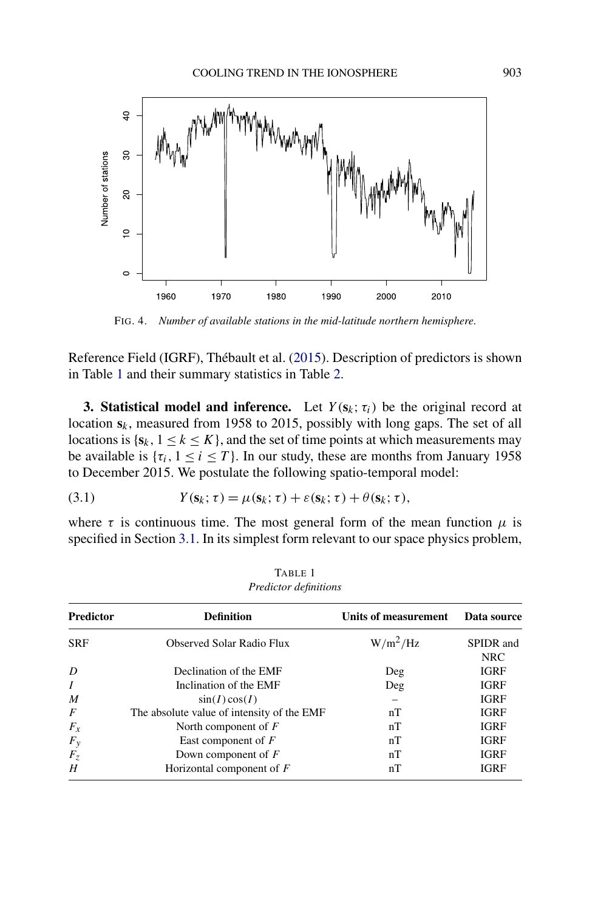FIG. 4. *Number of available stations in the mid-latitude northern hemisphere.*

Reference Field (IGRF), Thébault et al. (2015). Description of predictors is shown in Table 1 and their summary statistics in Table 2.

**3. Statistical model and inference.** Let $Y(\mathbf{s}_k; \tau_i)$ be the original record at location $\mathbf{s}_k$, measured from 1958 to 2015, possibly with long gaps. The set of all locations is $\{\mathbf{s}_k, 1 \leq k \leq K\}$, and the set of time points at which measurements may be available is $\{\tau_i, 1 \leq i \leq T\}$. In our study, these are months from January 1958 to December 2015. We postulate the following spatio-temporal model:

$$Y(\mathbf{s}_k; \tau) = \mu(\mathbf{s}_k; \tau) + \varepsilon(\mathbf{s}_k; \tau) + \theta(\mathbf{s}_k; \tau), \tag{3.1}$$

where $\tau$ is continuous time. The most general form of the mean function $\mu$ is specified in Section 3.1. In its simplest form relevant to our space physics problem,

TABLE 1
*Predictor definitions*

| Predictor | Definition | Units of measurement | Data source |
|---|---|---|---|
| SRF | Observed Solar Radio Flux | $\mathrm{W/m^2/Hz}$ | SPIDR and NRC |
| $D$ | Declination of the EMF | Deg | IGRF |
| $I$ | Inclination of the EMF | Deg | IGRF |
| $M$ | $\sin(I)\cos(I)$ | – | IGRF |
| $F$ | The absolute value of intensity of the EMF | nT | IGRF |
| $F_x$ | North component of $F$ | nT | IGRF |
| $F_y$ | East component of $F$ | nT | IGRF |
| $F_z$ | Down component of $F$ | nT | IGRF |
| $H$ | Horizontal component of $F$ | nT | IGRF |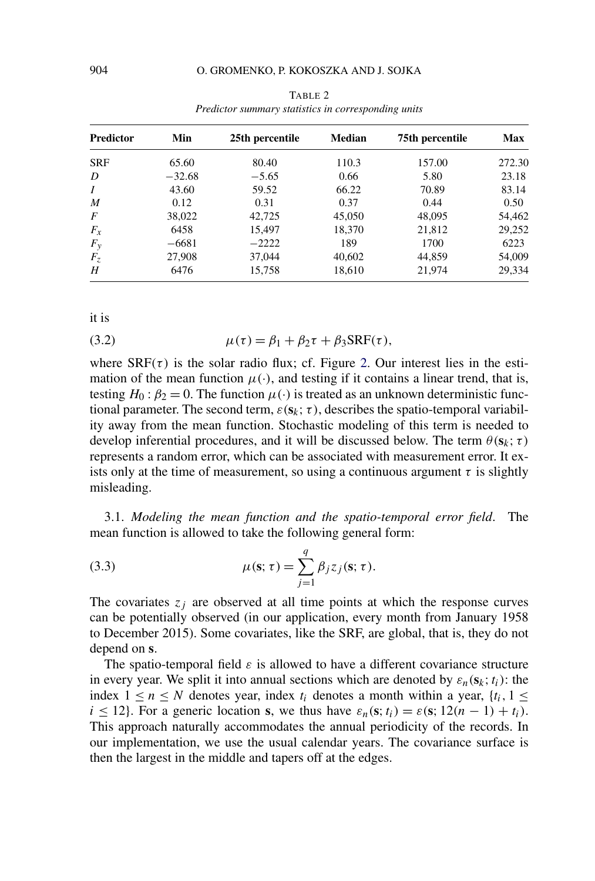TABLE 2
*Predictor summary statistics in corresponding units*

| Predictor | Min | 25th percentile | Median | 75th percentile | Max |
|---|---|---|---|---|---|
| SRF | 65.60 | 80.40 | 110.3 | 157.00 | 272.30 |
| $D$ | −32.68 | −5.65 | 0.66 | 5.80 | 23.18 |
| $I$ | 43.60 | 59.52 | 66.22 | 70.89 | 83.14 |
| $M$ | 0.12 | 0.31 | 0.37 | 0.44 | 0.50 |
| $F$ | 38,022 | 42,725 | 45,050 | 48,095 | 54,462 |
| $F_x$ | 6458 | 15,497 | 18,370 | 21,812 | 29,252 |
| $F_y$ | −6681 | −2222 | 189 | 1700 | 6223 |
| $F_z$ | 27,908 | 37,044 | 40,602 | 44,859 | 54,009 |
| $H$ | 6476 | 15,758 | 18,610 | 21,974 | 29,334 |

it is

$$\mu(\tau) = \beta_1 + \beta_2 \tau + \beta_3 \mathrm{SRF}(\tau), \tag{3.2}$$

where $\mathrm{SRF}(\tau)$ is the solar radio flux; cf. Figure 2. Our interest lies in the estimation of the mean function $\mu(\cdot)$, and testing if it contains a linear trend, that is, testing $H_0 : \beta_2 = 0$. The function $\mu(\cdot)$ is treated as an unknown deterministic functional parameter. The second term, $\varepsilon(\mathbf{s}_k; \tau)$, describes the spatio-temporal variability away from the mean function. Stochastic modeling of this term is needed to develop inferential procedures, and it will be discussed below. The term $\theta(\mathbf{s}_k; \tau)$ represents a random error, which can be associated with measurement error. It exists only at the time of measurement, so using a continuous argument $\tau$ is slightly misleading.

### 3.1. *Modeling the mean function and the spatio-temporal error field.*

The mean function is allowed to take the following general form:

$$\mu(\mathbf{s}; \tau) = \sum_{j=1}^{q} \beta_j z_j(\mathbf{s}; \tau). \tag{3.3}$$

The covariates $z_j$ are observed at all time points at which the response curves can be potentially observed (in our application, every month from January 1958 to December 2015). Some covariates, like the SRF, are global, that is, they do not depend on $\mathbf{s}$.

The spatio-temporal field $\varepsilon$ is allowed to have a different covariance structure in every year. We split it into annual sections which are denoted by $\varepsilon_n(\mathbf{s}_k; t_i)$: the index $1 \le n \le N$ denotes year, index $t_i$ denotes a month within a year, $\{t_i, 1 \le i \le 12\}$. For a generic location $\mathbf{s}$, we thus have $\varepsilon_n(\mathbf{s}; t_i) = \varepsilon(\mathbf{s}; 12(n-1) + t_i)$. This approach naturally accommodates the annual periodicity of the records. In our implementation, we use the usual calendar years. The covariance surface is then the largest in the middle and tapers off at the edges.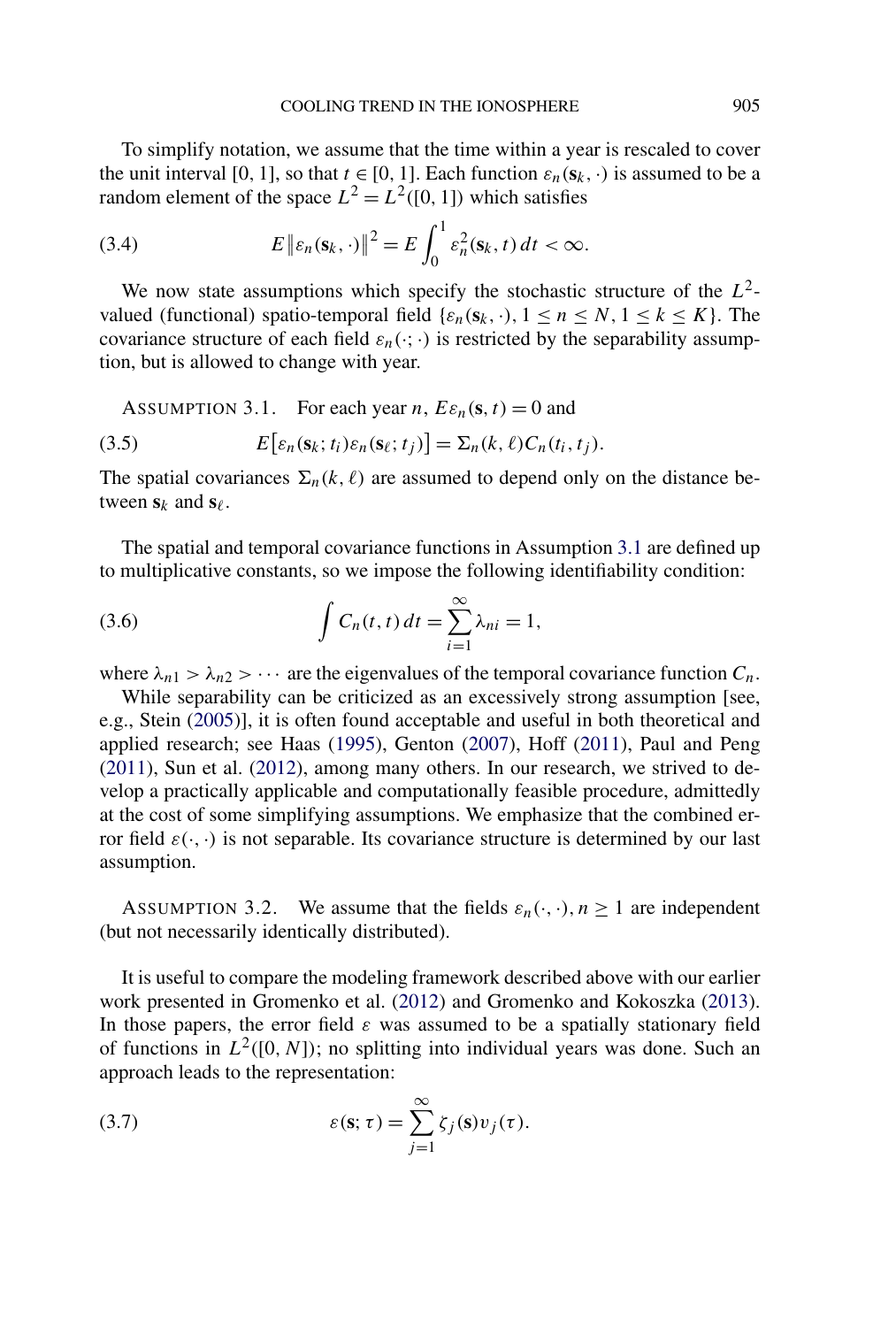To simplify notation, we assume that the time within a year is rescaled to cover the unit interval [0, 1], so that $t \in [0, 1]$. Each function $\varepsilon_n(\mathbf{s}_k, \cdot)$ is assumed to be a random element of the space $L^2 = L^2([0, 1])$ which satisfies

$$E\|\varepsilon_n(\mathbf{s}_k, \cdot)\|^2 = E\int_0^1 \varepsilon_n^2(\mathbf{s}_k, t)\,dt < \infty. \tag{3.4}$$

We now state assumptions which specify the stochastic structure of the $L^2$-valued (functional) spatio-temporal field $\{\varepsilon_n(\mathbf{s}_k, \cdot), 1 \le n \le N, 1 \le k \le K\}$. The covariance structure of each field $\varepsilon_n(\cdot; \cdot)$ is restricted by the separability assumption, but is allowed to change with year.

ASSUMPTION 3.1. For each year $n$, $E\varepsilon_n(\mathbf{s}, t) = 0$ and

$$E[\varepsilon_n(\mathbf{s}_k; t_i)\varepsilon_n(\mathbf{s}_\ell; t_j)] = \Sigma_n(k, \ell)C_n(t_i, t_j). \tag{3.5}$$

The spatial covariances $\Sigma_n(k, \ell)$ are assumed to depend only on the distance between $\mathbf{s}_k$ and $\mathbf{s}_\ell$.

The spatial and temporal covariance functions in Assumption 3.1 are defined up to multiplicative constants, so we impose the following identifiability condition:

$$\int C_n(t, t)\,dt = \sum_{i=1}^{\infty} \lambda_{ni} = 1, \tag{3.6}$$

where $\lambda_{n1} > \lambda_{n2} > \cdots$ are the eigenvalues of the temporal covariance function $C_n$.

While separability can be criticized as an excessively strong assumption [see, e.g., Stein (2005)], it is often found acceptable and useful in both theoretical and applied research; see Haas (1995), Genton (2007), Hoff (2011), Paul and Peng (2011), Sun et al. (2012), among many others. In our research, we strived to develop a practically applicable and computationally feasible procedure, admittedly at the cost of some simplifying assumptions. We emphasize that the combined error field $\varepsilon(\cdot, \cdot)$ is not separable. Its covariance structure is determined by our last assumption.

ASSUMPTION 3.2. We assume that the fields $\varepsilon_n(\cdot, \cdot), n \ge 1$ are independent (but not necessarily identically distributed).

It is useful to compare the modeling framework described above with our earlier work presented in Gromenko et al. (2012) and Gromenko and Kokoszka (2013). In those papers, the error field $\varepsilon$ was assumed to be a spatially stationary field of functions in $L^2([0, N])$; no splitting into individual years was done. Such an approach leads to the representation:

$$\varepsilon(\mathbf{s}; \tau) = \sum_{j=1}^{\infty} \zeta_j(\mathbf{s})v_j(\tau). \tag{3.7}$$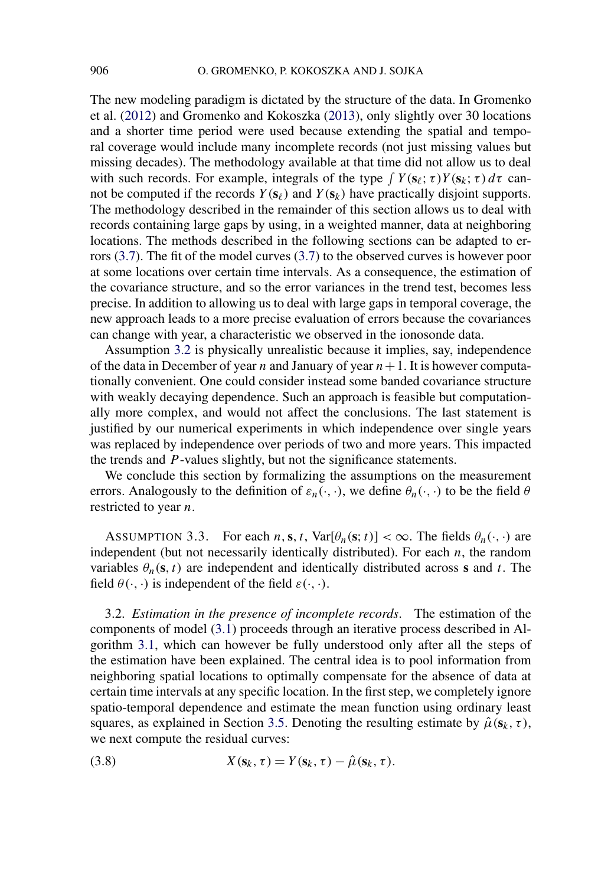The new modeling paradigm is dictated by the structure of the data. In Gromenko et al. (2012) and Gromenko and Kokoszka (2013), only slightly over 30 locations and a shorter time period were used because extending the spatial and temporal coverage would include many incomplete records (not just missing values but missing decades). The methodology available at that time did not allow us to deal with such records. For example, integrals of the type $\int Y(\mathbf{s}_\ell; \tau) Y(\mathbf{s}_k; \tau)\, d\tau$ cannot be computed if the records $Y(\mathbf{s}_\ell)$ and $Y(\mathbf{s}_k)$ have practically disjoint supports. The methodology described in the remainder of this section allows us to deal with records containing large gaps by using, in a weighted manner, data at neighboring locations. The methods described in the following sections can be adapted to errors (3.7). The fit of the model curves (3.7) to the observed curves is however poor at some locations over certain time intervals. As a consequence, the estimation of the covariance structure, and so the error variances in the trend test, becomes less precise. In addition to allowing us to deal with large gaps in temporal coverage, the new approach leads to a more precise evaluation of errors because the covariances can change with year, a characteristic we observed in the ionosonde data.

Assumption 3.2 is physically unrealistic because it implies, say, independence of the data in December of year $n$ and January of year $n+1$. It is however computationally convenient. One could consider instead some banded covariance structure with weakly decaying dependence. Such an approach is feasible but computationally more complex, and would not affect the conclusions. The last statement is justified by our numerical experiments in which independence over single years was replaced by independence over periods of two and more years. This impacted the trends and $P$-values slightly, but not the significance statements.

We conclude this section by formalizing the assumptions on the measurement errors. Analogously to the definition of $\varepsilon_n(\cdot, \cdot)$, we define $\theta_n(\cdot, \cdot)$ to be the field $\theta$ restricted to year $n$.

ASSUMPTION 3.3. For each $n, \mathbf{s}, t$, $\operatorname{Var}[\theta_n(\mathbf{s}; t)] < \infty$. The fields $\theta_n(\cdot, \cdot)$ are independent (but not necessarily identically distributed). For each $n$, the random variables $\theta_n(\mathbf{s}, t)$ are independent and identically distributed across $\mathbf{s}$ and $t$. The field $\theta(\cdot, \cdot)$ is independent of the field $\varepsilon(\cdot, \cdot)$.

### 3.2. *Estimation in the presence of incomplete records*.

The estimation of the components of model (3.1) proceeds through an iterative process described in Algorithm 3.1, which can however be fully understood only after all the steps of the estimation have been explained. The central idea is to pool information from neighboring spatial locations to optimally compensate for the absence of data at certain time intervals at any specific location. In the first step, we completely ignore spatio-temporal dependence and estimate the mean function using ordinary least squares, as explained in Section 3.5. Denoting the resulting estimate by $\hat{\mu}(\mathbf{s}_k, \tau)$, we next compute the residual curves:

$$X(\mathbf{s}_k, \tau) = Y(\mathbf{s}_k, \tau) - \hat{\mu}(\mathbf{s}_k, \tau). \tag{3.8}$$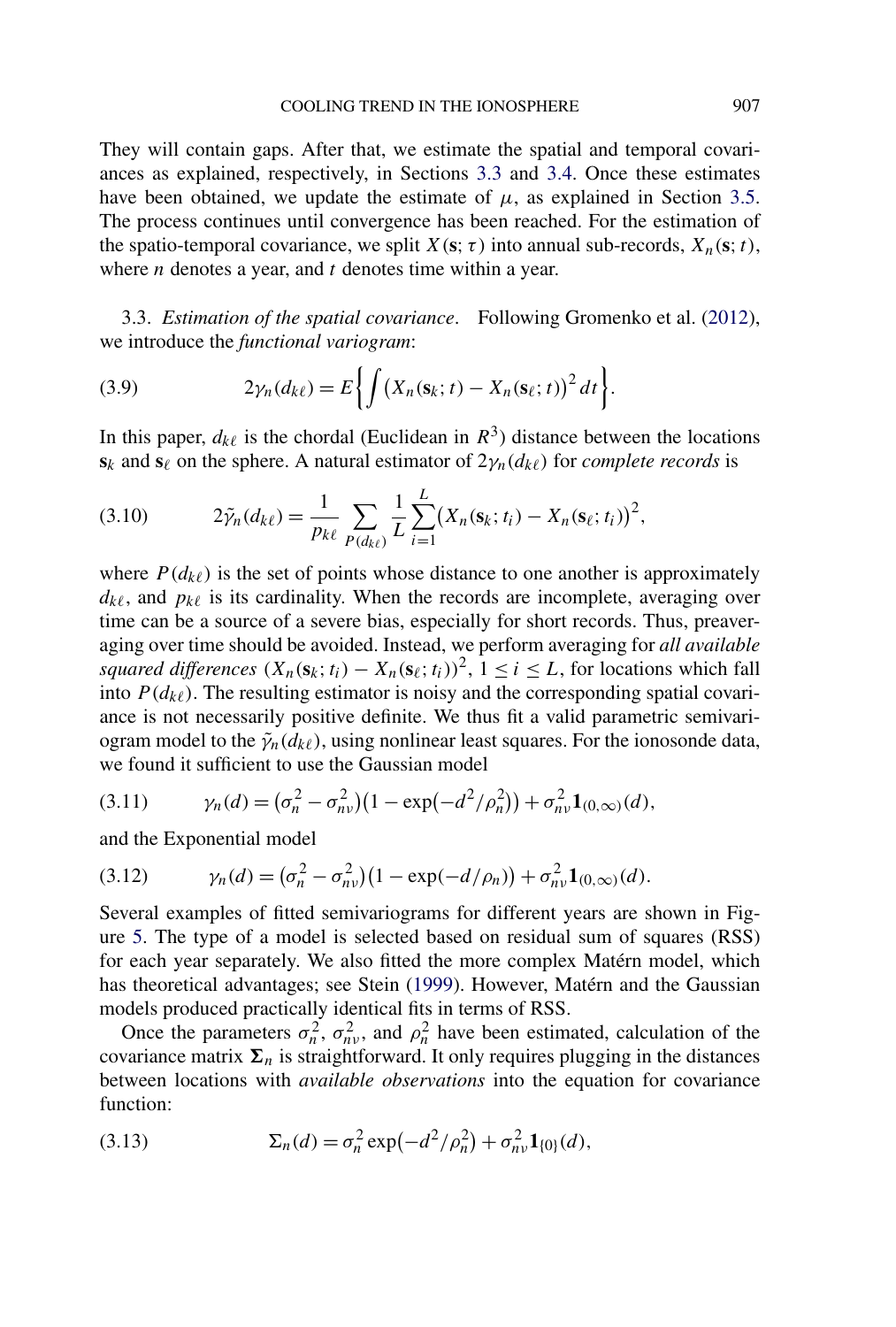They will contain gaps. After that, we estimate the spatial and temporal covariances as explained, respectively, in Sections 3.3 and 3.4. Once these estimates have been obtained, we update the estimate of $\mu$, as explained in Section 3.5. The process continues until convergence has been reached. For the estimation of the spatio-temporal covariance, we split $X(\mathbf{s};\tau)$ into annual sub-records, $X_n(\mathbf{s};t)$, where $n$ denotes a year, and $t$ denotes time within a year.

### 3.3. *Estimation of the spatial covariance*.

Following Gromenko et al. (2012), we introduce the *functional variogram*:

$$2\gamma_n(d_{k\ell}) = E\left\{\int \big(X_n(\mathbf{s}_k;t) - X_n(\mathbf{s}_\ell;t)\big)^2\,dt\right\}. \tag{3.9}$$

In this paper, $d_{k\ell}$ is the chordal (Euclidean in $R^3$) distance between the locations $\mathbf{s}_k$ and $\mathbf{s}_\ell$ on the sphere. A natural estimator of $2\gamma_n(d_{k\ell})$ for *complete records* is

$$2\tilde{\gamma}_n(d_{k\ell}) = \frac{1}{p_{k\ell}} \sum_{P(d_{k\ell})} \frac{1}{L} \sum_{i=1}^{L} \big(X_n(\mathbf{s}_k;t_i) - X_n(\mathbf{s}_\ell;t_i)\big)^2, \tag{3.10}$$

where $P(d_{k\ell})$ is the set of points whose distance to one another is approximately $d_{k\ell}$, and $p_{k\ell}$ is its cardinality. When the records are incomplete, averaging over time can be a source of a severe bias, especially for short records. Thus, preaveraging over time should be avoided. Instead, we perform averaging for *all available squared differences* $(X_n(\mathbf{s}_k;t_i) - X_n(\mathbf{s}_\ell;t_i))^2$, $1 \le i \le L$, for locations which fall into $P(d_{k\ell})$. The resulting estimator is noisy and the corresponding spatial covariance is not necessarily positive definite. We thus fit a valid parametric semivariogram model to the $\tilde{\gamma}_n(d_{k\ell})$, using nonlinear least squares. For the ionosonde data, we found it sufficient to use the Gaussian model

$$\gamma_n(d) = \big(\sigma_n^2 - \sigma_{n\nu}^2\big)\big(1 - \exp(-d^2/\rho_n^2)\big) + \sigma_{n\nu}^2 \mathbf{1}_{(0,\infty)}(d), \tag{3.11}$$

and the Exponential model

$$\gamma_n(d) = \big(\sigma_n^2 - \sigma_{n\nu}^2\big)\big(1 - \exp(-d/\rho_n)\big) + \sigma_{n\nu}^2 \mathbf{1}_{(0,\infty)}(d). \tag{3.12}$$

Several examples of fitted semivariograms for different years are shown in Figure 5. The type of a model is selected based on residual sum of squares (RSS) for each year separately. We also fitted the more complex Matérn model, which has theoretical advantages; see Stein (1999). However, Matérn and the Gaussian models produced practically identical fits in terms of RSS.

Once the parameters $\sigma_n^2$, $\sigma_{n\nu}^2$, and $\rho_n^2$ have been estimated, calculation of the covariance matrix $\mathbf{\Sigma}_n$ is straightforward. It only requires plugging in the distances between locations with *available observations* into the equation for covariance function:

$$\Sigma_n(d) = \sigma_n^2 \exp\big(-d^2/\rho_n^2\big) + \sigma_{n\nu}^2 \mathbf{1}_{\{0\}}(d), \tag{3.13}$$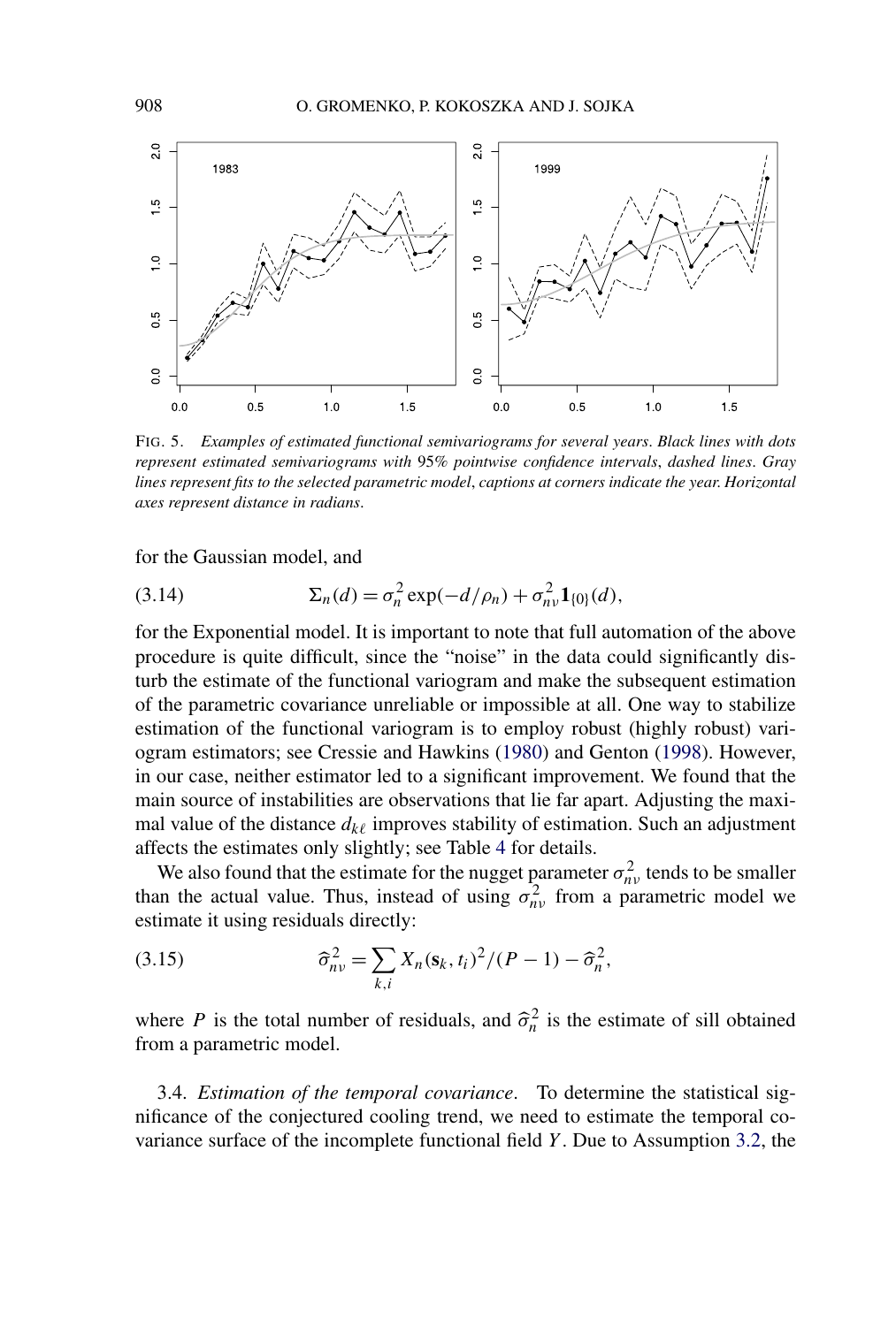FIG. 5. *Examples of estimated functional semivariograms for several years. Black lines with dots represent estimated semivariograms with* 95% *pointwise confidence intervals, dashed lines. Gray lines represent fits to the selected parametric model, captions at corners indicate the year. Horizontal axes represent distance in radians.*

for the Gaussian model, and

$$\Sigma_n(d) = \sigma_n^2 \exp(-d/\rho_n) + \sigma_{n\nu}^2 \mathbf{1}_{\{0\}}(d), \tag{3.14}$$

for the Exponential model. It is important to note that full automation of the above procedure is quite difficult, since the "noise" in the data could significantly disturb the estimate of the functional variogram and make the subsequent estimation of the parametric covariance unreliable or impossible at all. One way to stabilize estimation of the functional variogram is to employ robust (highly robust) variogram estimators; see Cressie and Hawkins (1980) and Genton (1998). However, in our case, neither estimator led to a significant improvement. We found that the main source of instabilities are observations that lie far apart. Adjusting the maximal value of the distance $d_{k\ell}$ improves stability of estimation. Such an adjustment affects the estimates only slightly; see Table 4 for details.

We also found that the estimate for the nugget parameter $\sigma_{n\nu}^2$ tends to be smaller than the actual value. Thus, instead of using $\sigma_{n\nu}^2$ from a parametric model we estimate it using residuals directly:

$$\widehat{\sigma}_{n\nu}^2 = \sum_{k,i} X_n(\mathbf{s}_k, t_i)^2/(P-1) - \widehat{\sigma}_n^2, \tag{3.15}$$

where $P$ is the total number of residuals, and $\widehat{\sigma}_n^2$ is the estimate of sill obtained from a parametric model.

3.4. *Estimation of the temporal covariance.* To determine the statistical significance of the conjectured cooling trend, we need to estimate the temporal covariance surface of the incomplete functional field $Y$. Due to Assumption 3.2, the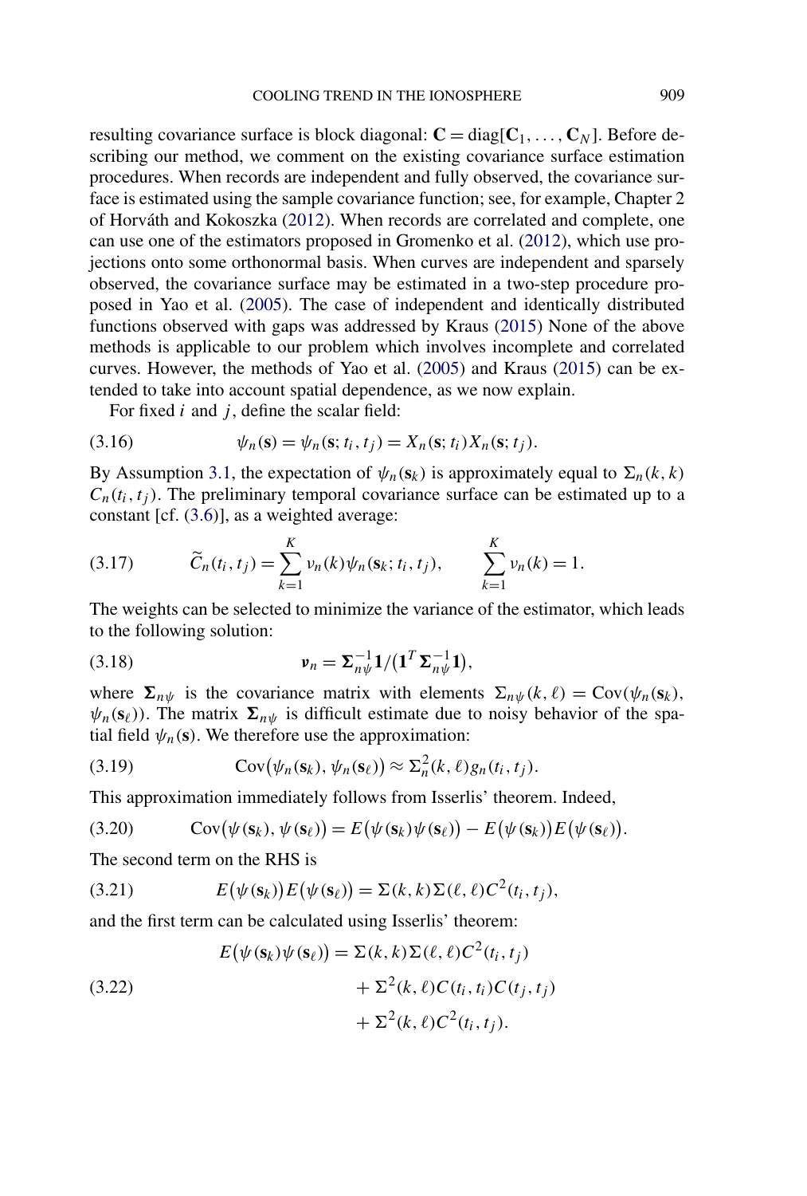resulting covariance surface is block diagonal: $\mathbf{C} = \text{diag}[\mathbf{C}_1, \dots, \mathbf{C}_N]$. Before describing our method, we comment on the existing covariance surface estimation procedures. When records are independent and fully observed, the covariance surface is estimated using the sample covariance function; see, for example, Chapter 2 of Horváth and Kokoszka (2012). When records are correlated and complete, one can use one of the estimators proposed in Gromenko et al. (2012), which use projections onto some orthonormal basis. When curves are independent and sparsely observed, the covariance surface may be estimated in a two-step procedure proposed in Yao et al. (2005). The case of independent and identically distributed functions observed with gaps was addressed by Kraus (2015) None of the above methods is applicable to our problem which involves incomplete and correlated curves. However, the methods of Yao et al. (2005) and Kraus (2015) can be extended to take into account spatial dependence, as we now explain.

For fixed $i$ and $j$, define the scalar field:

$$\psi_n(\mathbf{s}) = \psi_n(\mathbf{s}; t_i, t_j) = X_n(\mathbf{s}; t_i) X_n(\mathbf{s}; t_j). \tag{3.16}$$

By Assumption 3.1, the expectation of $\psi_n(\mathbf{s}_k)$ is approximately equal to $\Sigma_n(k, k)$ $C_n(t_i, t_j)$. The preliminary temporal covariance surface can be estimated up to a constant [cf. (3.6)], as a weighted average:

$$\widetilde{C}_n(t_i, t_j) = \sum_{k=1}^{K} \nu_n(k) \psi_n(\mathbf{s}_k; t_i, t_j), \qquad \sum_{k=1}^{K} \nu_n(k) = 1. \tag{3.17}$$

The weights can be selected to minimize the variance of the estimator, which leads to the following solution:

$$\boldsymbol{\nu}_n = \boldsymbol{\Sigma}_{n\psi}^{-1} \mathbf{1} / \big(\mathbf{1}^T \boldsymbol{\Sigma}_{n\psi}^{-1} \mathbf{1}\big), \tag{3.18}$$

where $\boldsymbol{\Sigma}_{n\psi}$ is the covariance matrix with elements $\Sigma_{n\psi}(k, \ell) = \text{Cov}(\psi_n(\mathbf{s}_k), \psi_n(\mathbf{s}_\ell))$. The matrix $\boldsymbol{\Sigma}_{n\psi}$ is difficult estimate due to noisy behavior of the spatial field $\psi_n(\mathbf{s})$. We therefore use the approximation:

$$\text{Cov}\big(\psi_n(\mathbf{s}_k), \psi_n(\mathbf{s}_\ell)\big) \approx \Sigma_n^2(k, \ell) g_n(t_i, t_j). \tag{3.19}$$

This approximation immediately follows from Isserlis' theorem. Indeed,

$$\text{Cov}\big(\psi(\mathbf{s}_k), \psi(\mathbf{s}_\ell)\big) = E\big(\psi(\mathbf{s}_k)\psi(\mathbf{s}_\ell)\big) - E\big(\psi(\mathbf{s}_k)\big) E\big(\psi(\mathbf{s}_\ell)\big). \tag{3.20}$$

The second term on the RHS is

$$E\big(\psi(\mathbf{s}_k)\big) E\big(\psi(\mathbf{s}_\ell)\big) = \Sigma(k, k) \Sigma(\ell, \ell) C^2(t_i, t_j), \tag{3.21}$$

and the first term can be calculated using Isserlis' theorem:

$$\begin{aligned} E\big(\psi(\mathbf{s}_k)\psi(\mathbf{s}_\ell)\big) &= \Sigma(k, k) \Sigma(\ell, \ell) C^2(t_i, t_j) \\ &\quad + \Sigma^2(k, \ell) C(t_i, t_i) C(t_j, t_j) \\ &\quad + \Sigma^2(k, \ell) C^2(t_i, t_j). \end{aligned} \tag{3.22}$$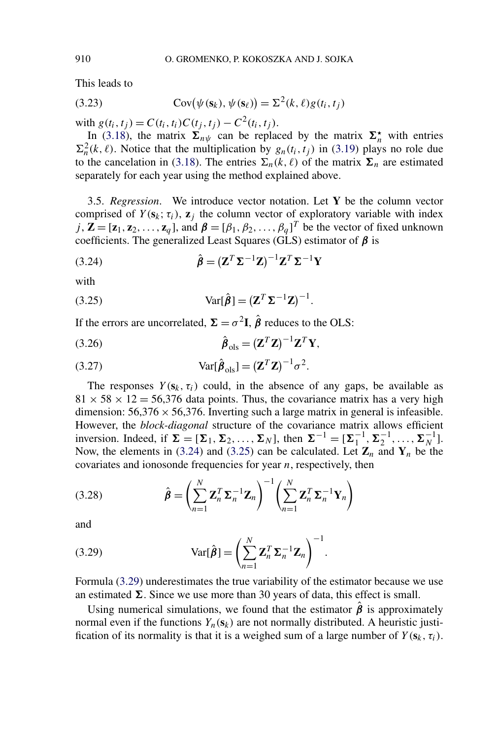This leads to

$$\operatorname{Cov}(\psi(\mathbf{s}_k), \psi(\mathbf{s}_\ell)) = \Sigma^2(k,\ell) g(t_i, t_j) \tag{3.23}$$

with $g(t_i, t_j) = C(t_i, t_i) C(t_j, t_j) - C^2(t_i, t_j)$.

In (3.18), the matrix $\mathbf{\Sigma}_{n\psi}$ can be replaced by the matrix $\mathbf{\Sigma}_n^\star$ with entries $\Sigma_n^2(k,\ell)$. Notice that the multiplication by $g_n(t_i, t_j)$ in (3.19) plays no role due to the cancelation in (3.18). The entries $\Sigma_n(k,\ell)$ of the matrix $\mathbf{\Sigma}_n$ are estimated separately for each year using the method explained above.

3.5. *Regression*. We introduce vector notation. Let $\mathbf{Y}$ be the column vector comprised of $Y(\mathbf{s}_k; \tau_i)$, $\mathbf{z}_j$ the column vector of exploratory variable with index $j$, $\mathbf{Z} = [\mathbf{z}_1, \mathbf{z}_2, \ldots, \mathbf{z}_q]$, and $\boldsymbol{\beta} = [\beta_1, \beta_2, \ldots, \beta_q]^T$ be the vector of fixed unknown coefficients. The generalized Least Squares (GLS) estimator of $\boldsymbol{\beta}$ is

$$\hat{\boldsymbol{\beta}} = (\mathbf{Z}^T \mathbf{\Sigma}^{-1} \mathbf{Z})^{-1} \mathbf{Z}^T \mathbf{\Sigma}^{-1} \mathbf{Y} \tag{3.24}$$

with

$$\operatorname{Var}[\hat{\boldsymbol{\beta}}] = (\mathbf{Z}^T \mathbf{\Sigma}^{-1} \mathbf{Z})^{-1}. \tag{3.25}$$

If the errors are uncorrelated, $\mathbf{\Sigma} = \sigma^2 \mathbf{I}$, $\hat{\boldsymbol{\beta}}$ reduces to the OLS:

$$\hat{\boldsymbol{\beta}}_{\text{ols}} = (\mathbf{Z}^T \mathbf{Z})^{-1} \mathbf{Z}^T \mathbf{Y}, \tag{3.26}$$

$$\operatorname{Var}[\hat{\boldsymbol{\beta}}_{\text{ols}}] = (\mathbf{Z}^T \mathbf{Z})^{-1} \sigma^2. \tag{3.27}$$

The responses $Y(\mathbf{s}_k, \tau_i)$ could, in the absence of any gaps, be available as $81 \times 58 \times 12 = 56{,}376$ data points. Thus, the covariance matrix has a very high dimension: $56{,}376 \times 56{,}376$. Inverting such a large matrix in general is infeasible. However, the *block-diagonal* structure of the covariance matrix allows efficient inversion. Indeed, if $\mathbf{\Sigma} = [\mathbf{\Sigma}_1, \mathbf{\Sigma}_2, \ldots, \mathbf{\Sigma}_N]$, then $\mathbf{\Sigma}^{-1} = [\mathbf{\Sigma}_1^{-1}, \mathbf{\Sigma}_2^{-1}, \ldots, \mathbf{\Sigma}_N^{-1}]$. Now, the elements in (3.24) and (3.25) can be calculated. Let $\mathbf{Z}_n$ and $\mathbf{Y}_n$ be the covariates and ionosonde frequencies for year $n$, respectively, then

$$\hat{\boldsymbol{\beta}} = \left( \sum_{n=1}^{N} \mathbf{Z}_n^T \mathbf{\Sigma}_n^{-1} \mathbf{Z}_n \right)^{-1} \left( \sum_{n=1}^{N} \mathbf{Z}_n^T \mathbf{\Sigma}_n^{-1} \mathbf{Y}_n \right) \tag{3.28}$$

and

$$\operatorname{Var}[\hat{\boldsymbol{\beta}}] = \left( \sum_{n=1}^{N} \mathbf{Z}_n^T \mathbf{\Sigma}_n^{-1} \mathbf{Z}_n \right)^{-1}. \tag{3.29}$$

Formula (3.29) underestimates the true variability of the estimator because we use an estimated $\mathbf{\Sigma}$. Since we use more than 30 years of data, this effect is small.

Using numerical simulations, we found that the estimator $\hat{\boldsymbol{\beta}}$ is approximately normal even if the functions $Y_n(\mathbf{s}_k)$ are not normally distributed. A heuristic justification of its normality is that it is a weighed sum of a large number of $Y(\mathbf{s}_k, \tau_i)$.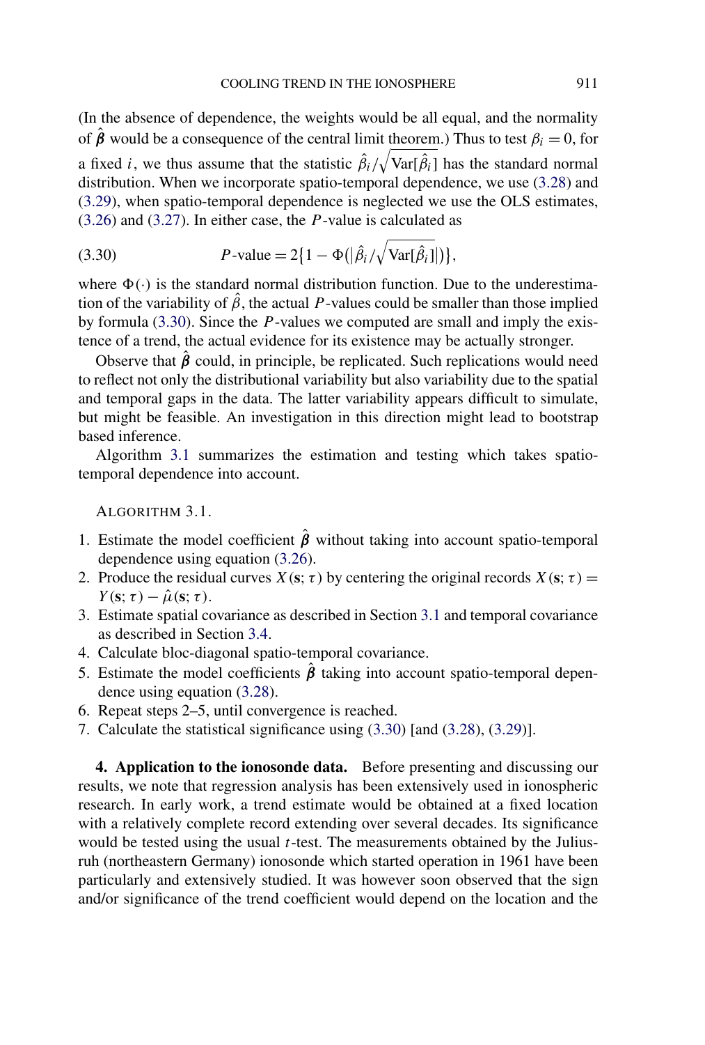(In the absence of dependence, the weights would be all equal, and the normality of $\hat{\boldsymbol{\beta}}$ would be a consequence of the central limit theorem.) Thus to test $\beta_i = 0$, for a fixed $i$, we thus assume that the statistic $\hat{\beta}_i / \sqrt{\mathrm{Var}[\hat{\beta}_i]}$ has the standard normal distribution. When we incorporate spatio-temporal dependence, we use (3.28) and (3.29), when spatio-temporal dependence is neglected we use the OLS estimates, (3.26) and (3.27). In either case, the $P$-value is calculated as

$$P\text{-value} = 2\{1 - \Phi(|\hat{\beta}_i / \sqrt{\mathrm{Var}[\hat{\beta}_i]}|)\}, \tag{3.30}$$

where $\Phi(\cdot)$ is the standard normal distribution function. Due to the underestimation of the variability of $\hat{\beta}$, the actual $P$-values could be smaller than those implied by formula (3.30). Since the $P$-values we computed are small and imply the existence of a trend, the actual evidence for its existence may be actually stronger.

Observe that $\hat{\boldsymbol{\beta}}$ could, in principle, be replicated. Such replications would need to reflect not only the distributional variability but also variability due to the spatial and temporal gaps in the data. The latter variability appears difficult to simulate, but might be feasible. An investigation in this direction might lead to bootstrap based inference.

Algorithm 3.1 summarizes the estimation and testing which takes spatio-temporal dependence into account.

ALGORITHM 3.1.

1. Estimate the model coefficient $\hat{\boldsymbol{\beta}}$ without taking into account spatio-temporal dependence using equation (3.26).
2. Produce the residual curves $X(\mathbf{s};\tau)$ by centering the original records $X(\mathbf{s};\tau) = Y(\mathbf{s};\tau) - \hat{\mu}(\mathbf{s};\tau)$.
3. Estimate spatial covariance as described in Section 3.1 and temporal covariance as described in Section 3.4.
4. Calculate bloc-diagonal spatio-temporal covariance.
5. Estimate the model coefficients $\hat{\boldsymbol{\beta}}$ taking into account spatio-temporal dependence using equation (3.28).
6. Repeat steps 2–5, until convergence is reached.
7. Calculate the statistical significance using (3.30) [and (3.28), (3.29)].

**4. Application to the ionosonde data.** Before presenting and discussing our results, we note that regression analysis has been extensively used in ionospheric research. In early work, a trend estimate would be obtained at a fixed location with a relatively complete record extending over several decades. Its significance would be tested using the usual $t$-test. The measurements obtained by the Juliusruh (northeastern Germany) ionosonde which started operation in 1961 have been particularly and extensively studied. It was however soon observed that the sign and/or significance of the trend coefficient would depend on the location and the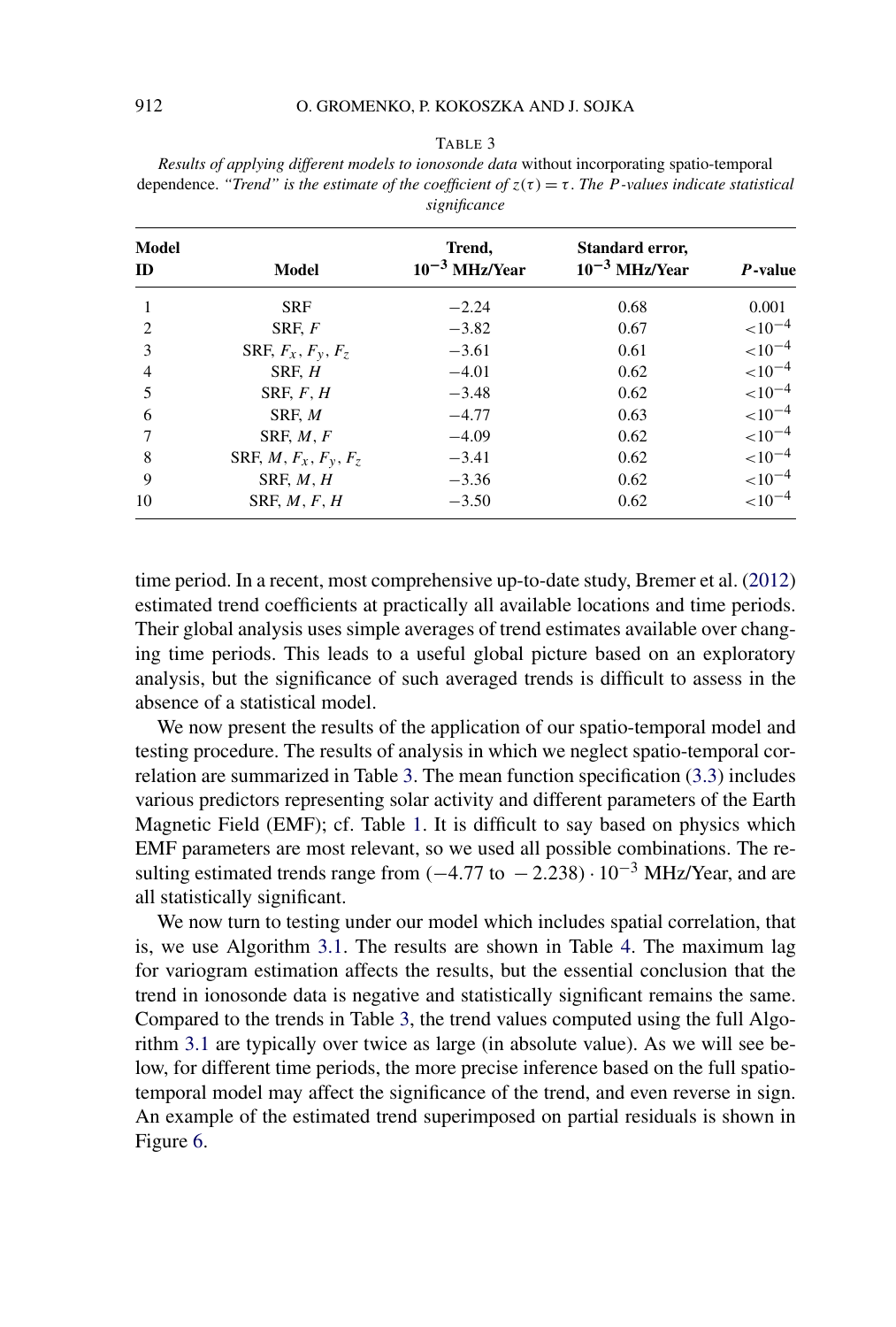TABLE 3

*Results of applying different models to ionosonde data* without incorporating spatio-temporal dependence. *"Trend" is the estimate of the coefficient of $z(\tau) = \tau$. The $P$-values indicate statistical significance*

| **Model ID** | **Model** | **Trend, $10^{-3}$ MHz/Year** | **Standard error, $10^{-3}$ MHz/Year** | ***P*-value** |
|---|---|---|---|---|
| 1 | SRF | −2.24 | 0.68 | 0.001 |
| 2 | SRF, $F$ | −3.82 | 0.67 | $<10^{-4}$ |
| 3 | SRF, $F_x$, $F_y$, $F_z$ | −3.61 | 0.61 | $<10^{-4}$ |
| 4 | SRF, $H$ | −4.01 | 0.62 | $<10^{-4}$ |
| 5 | SRF, $F$, $H$ | −3.48 | 0.62 | $<10^{-4}$ |
| 6 | SRF, $M$ | −4.77 | 0.63 | $<10^{-4}$ |
| 7 | SRF, $M$, $F$ | −4.09 | 0.62 | $<10^{-4}$ |
| 8 | SRF, $M$, $F_x$, $F_y$, $F_z$ | −3.41 | 0.62 | $<10^{-4}$ |
| 9 | SRF, $M$, $H$ | −3.36 | 0.62 | $<10^{-4}$ |
| 10 | SRF, $M$, $F$, $H$ | −3.50 | 0.62 | $<10^{-4}$ |

time period. In a recent, most comprehensive up-to-date study, Bremer et al. (2012) estimated trend coefficients at practically all available locations and time periods. Their global analysis uses simple averages of trend estimates available over changing time periods. This leads to a useful global picture based on an exploratory analysis, but the significance of such averaged trends is difficult to assess in the absence of a statistical model.

We now present the results of the application of our spatio-temporal model and testing procedure. The results of analysis in which we neglect spatio-temporal correlation are summarized in Table 3. The mean function specification (3.3) includes various predictors representing solar activity and different parameters of the Earth Magnetic Field (EMF); cf. Table 1. It is difficult to say based on physics which EMF parameters are most relevant, so we used all possible combinations. The resulting estimated trends range from $(-4.77 \text{ to } -2.238) \cdot 10^{-3}$ MHz/Year, and are all statistically significant.

We now turn to testing under our model which includes spatial correlation, that is, we use Algorithm 3.1. The results are shown in Table 4. The maximum lag for variogram estimation affects the results, but the essential conclusion that the trend in ionosonde data is negative and statistically significant remains the same. Compared to the trends in Table 3, the trend values computed using the full Algorithm 3.1 are typically over twice as large (in absolute value). As we will see below, for different time periods, the more precise inference based on the full spatio-temporal model may affect the significance of the trend, and even reverse in sign. An example of the estimated trend superimposed on partial residuals is shown in Figure 6.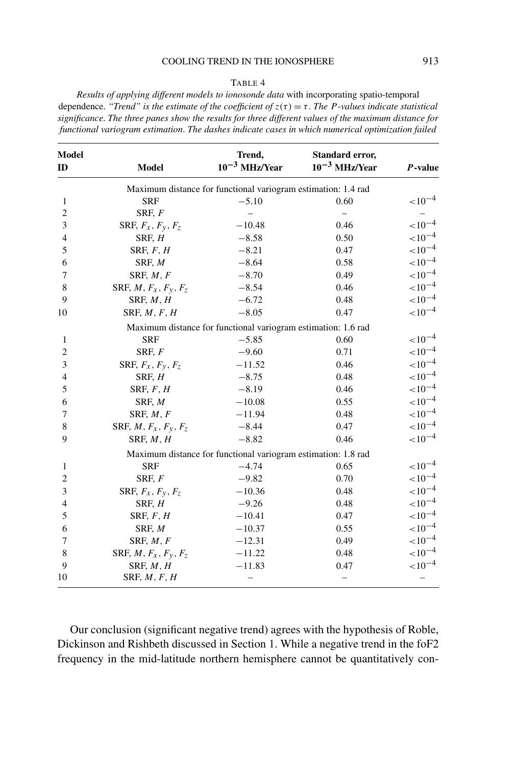TABLE 4

*Results of applying different models to ionosonde data* with incorporating spatio-temporal dependence. *"Trend" is the estimate of the coefficient of $z(\tau) = \tau$. The P-values indicate statistical significance. The three panes show the results for three different values of the maximum distance for functional variogram estimation. The dashes indicate cases in which numerical optimization failed*

| Model ID | Model | Trend, $10^{-3}$ MHz/Year | Standard error, $10^{-3}$ MHz/Year | $P$-value |
|---|---|---|---|---|
| | Maximum distance for functional variogram estimation: 1.4 rad | | | |
| 1 | SRF | $-5.10$ | 0.60 | $<10^{-4}$ |
| 2 | SRF, $F$ | – | – | – |
| 3 | SRF, $F_x$, $F_y$, $F_z$ | $-10.48$ | 0.46 | $<10^{-4}$ |
| 4 | SRF, $H$ | $-8.58$ | 0.50 | $<10^{-4}$ |
| 5 | SRF, $F$, $H$ | $-8.21$ | 0.47 | $<10^{-4}$ |
| 6 | SRF, $M$ | $-8.64$ | 0.58 | $<10^{-4}$ |
| 7 | SRF, $M$, $F$ | $-8.70$ | 0.49 | $<10^{-4}$ |
| 8 | SRF, $M$, $F_x$, $F_y$, $F_z$ | $-8.54$ | 0.46 | $<10^{-4}$ |
| 9 | SRF, $M$, $H$ | $-6.72$ | 0.48 | $<10^{-4}$ |
| 10 | SRF, $M$, $F$, $H$ | $-8.05$ | 0.47 | $<10^{-4}$ |
| | Maximum distance for functional variogram estimation: 1.6 rad | | | |
| 1 | SRF | $-5.85$ | 0.60 | $<10^{-4}$ |
| 2 | SRF, $F$ | $-9.60$ | 0.71 | $<10^{-4}$ |
| 3 | SRF, $F_x$, $F_y$, $F_z$ | $-11.52$ | 0.46 | $<10^{-4}$ |
| 4 | SRF, $H$ | $-8.75$ | 0.48 | $<10^{-4}$ |
| 5 | SRF, $F$, $H$ | $-8.19$ | 0.46 | $<10^{-4}$ |
| 6 | SRF, $M$ | $-10.08$ | 0.55 | $<10^{-4}$ |
| 7 | SRF, $M$, $F$ | $-11.94$ | 0.48 | $<10^{-4}$ |
| 8 | SRF, $M$, $F_x$, $F_y$, $F_z$ | $-8.44$ | 0.47 | $<10^{-4}$ |
| 9 | SRF, $M$, $H$ | $-8.82$ | 0.46 | $<10^{-4}$ |
| | Maximum distance for functional variogram estimation: 1.8 rad | | | |
| 1 | SRF | $-4.74$ | 0.65 | $<10^{-4}$ |
| 2 | SRF, $F$ | $-9.82$ | 0.70 | $<10^{-4}$ |
| 3 | SRF, $F_x$, $F_y$, $F_z$ | $-10.36$ | 0.48 | $<10^{-4}$ |
| 4 | SRF, $H$ | $-9.26$ | 0.48 | $<10^{-4}$ |
| 5 | SRF, $F$, $H$ | $-10.41$ | 0.47 | $<10^{-4}$ |
| 6 | SRF, $M$ | $-10.37$ | 0.55 | $<10^{-4}$ |
| 7 | SRF, $M$, $F$ | $-12.31$ | 0.49 | $<10^{-4}$ |
| 8 | SRF, $M$, $F_x$, $F_y$, $F_z$ | $-11.22$ | 0.48 | $<10^{-4}$ |
| 9 | SRF, $M$, $H$ | $-11.83$ | 0.47 | $<10^{-4}$ |
| 10 | SRF, $M$, $F$, $H$ | – | – | – |

Our conclusion (significant negative trend) agrees with the hypothesis of Roble, Dickinson and Rishbeth discussed in Section 1. While a negative trend in the foF2 frequency in the mid-latitude northern hemisphere cannot be quantitatively con-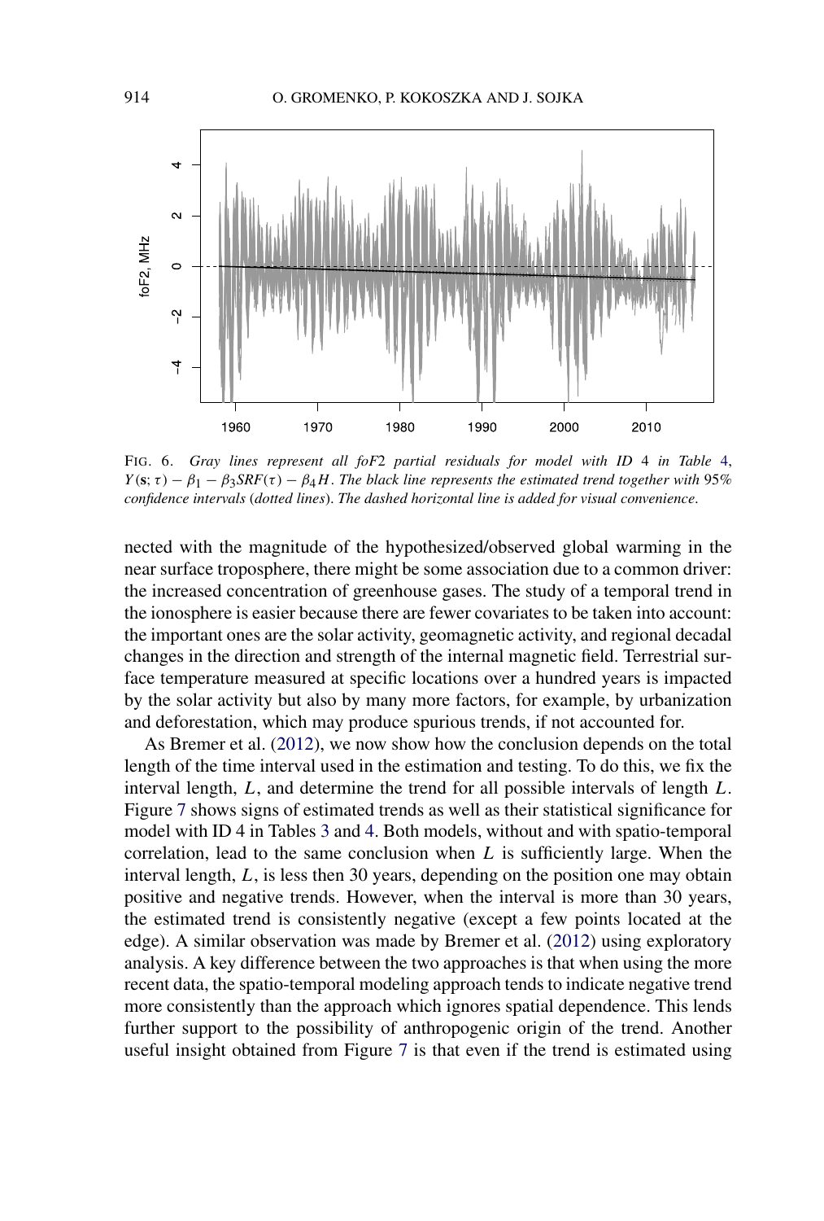FIG. 6. *Gray lines represent all foF*2 *partial residuals for model with ID* 4 *in Table* 4, $Y(\mathbf{s};\tau) - \beta_1 - \beta_3 SRF(\tau) - \beta_4 H$. *The black line represents the estimated trend together with* 95% *confidence intervals* (*dotted lines*). *The dashed horizontal line is added for visual convenience*.

nected with the magnitude of the hypothesized/observed global warming in the near surface troposphere, there might be some association due to a common driver: the increased concentration of greenhouse gases. The study of a temporal trend in the ionosphere is easier because there are fewer covariates to be taken into account: the important ones are the solar activity, geomagnetic activity, and regional decadal changes in the direction and strength of the internal magnetic field. Terrestrial surface temperature measured at specific locations over a hundred years is impacted by the solar activity but also by many more factors, for example, by urbanization and deforestation, which may produce spurious trends, if not accounted for.

As Bremer et al. (2012), we now show how the conclusion depends on the total length of the time interval used in the estimation and testing. To do this, we fix the interval length, $L$, and determine the trend for all possible intervals of length $L$. Figure 7 shows signs of estimated trends as well as their statistical significance for model with ID 4 in Tables 3 and 4. Both models, without and with spatio-temporal correlation, lead to the same conclusion when $L$ is sufficiently large. When the interval length, $L$, is less then 30 years, depending on the position one may obtain positive and negative trends. However, when the interval is more than 30 years, the estimated trend is consistently negative (except a few points located at the edge). A similar observation was made by Bremer et al. (2012) using exploratory analysis. A key difference between the two approaches is that when using the more recent data, the spatio-temporal modeling approach tends to indicate negative trend more consistently than the approach which ignores spatial dependence. This lends further support to the possibility of anthropogenic origin of the trend. Another useful insight obtained from Figure 7 is that even if the trend is estimated using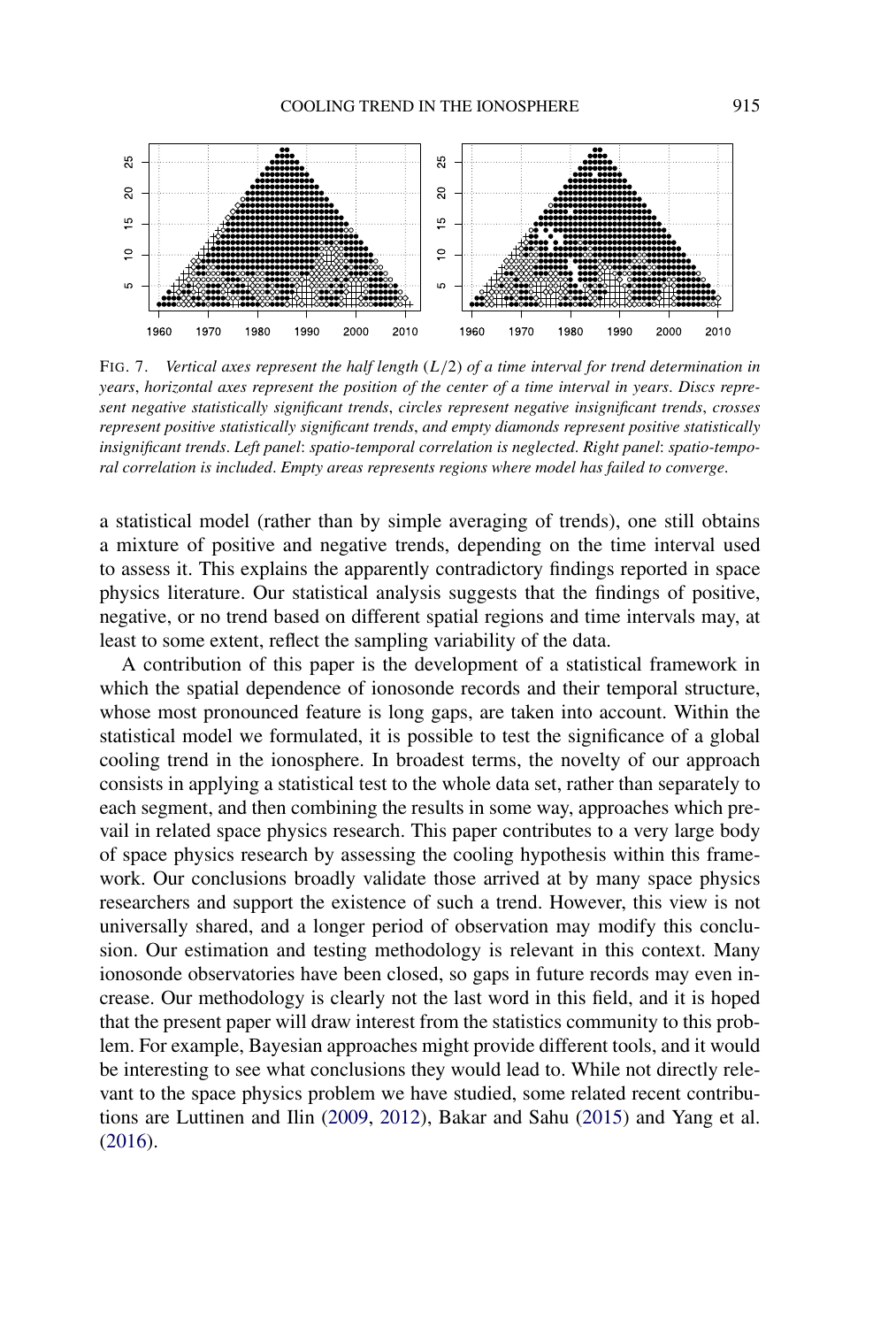FIG. 7. *Vertical axes represent the half length* ($L/2$) *of a time interval for trend determination in years*, *horizontal axes represent the position of the center of a time interval in years*. *Discs represent negative statistically significant trends*, *circles represent negative insignificant trends*, *crosses represent positive statistically significant trends*, *and empty diamonds represent positive statistically insignificant trends*. *Left panel*: *spatio-temporal correlation is neglected*. *Right panel*: *spatio-temporal correlation is included*. *Empty areas represents regions where model has failed to converge*.

a statistical model (rather than by simple averaging of trends), one still obtains a mixture of positive and negative trends, depending on the time interval used to assess it. This explains the apparently contradictory findings reported in space physics literature. Our statistical analysis suggests that the findings of positive, negative, or no trend based on different spatial regions and time intervals may, at least to some extent, reflect the sampling variability of the data.

A contribution of this paper is the development of a statistical framework in which the spatial dependence of ionosonde records and their temporal structure, whose most pronounced feature is long gaps, are taken into account. Within the statistical model we formulated, it is possible to test the significance of a global cooling trend in the ionosphere. In broadest terms, the novelty of our approach consists in applying a statistical test to the whole data set, rather than separately to each segment, and then combining the results in some way, approaches which prevail in related space physics research. This paper contributes to a very large body of space physics research by assessing the cooling hypothesis within this framework. Our conclusions broadly validate those arrived at by many space physics researchers and support the existence of such a trend. However, this view is not universally shared, and a longer period of observation may modify this conclusion. Our estimation and testing methodology is relevant in this context. Many ionosonde observatories have been closed, so gaps in future records may even increase. Our methodology is clearly not the last word in this field, and it is hoped that the present paper will draw interest from the statistics community to this problem. For example, Bayesian approaches might provide different tools, and it would be interesting to see what conclusions they would lead to. While not directly relevant to the space physics problem we have studied, some related recent contributions are Luttinen and Ilin (2009, 2012), Bakar and Sahu (2015) and Yang et al. (2016).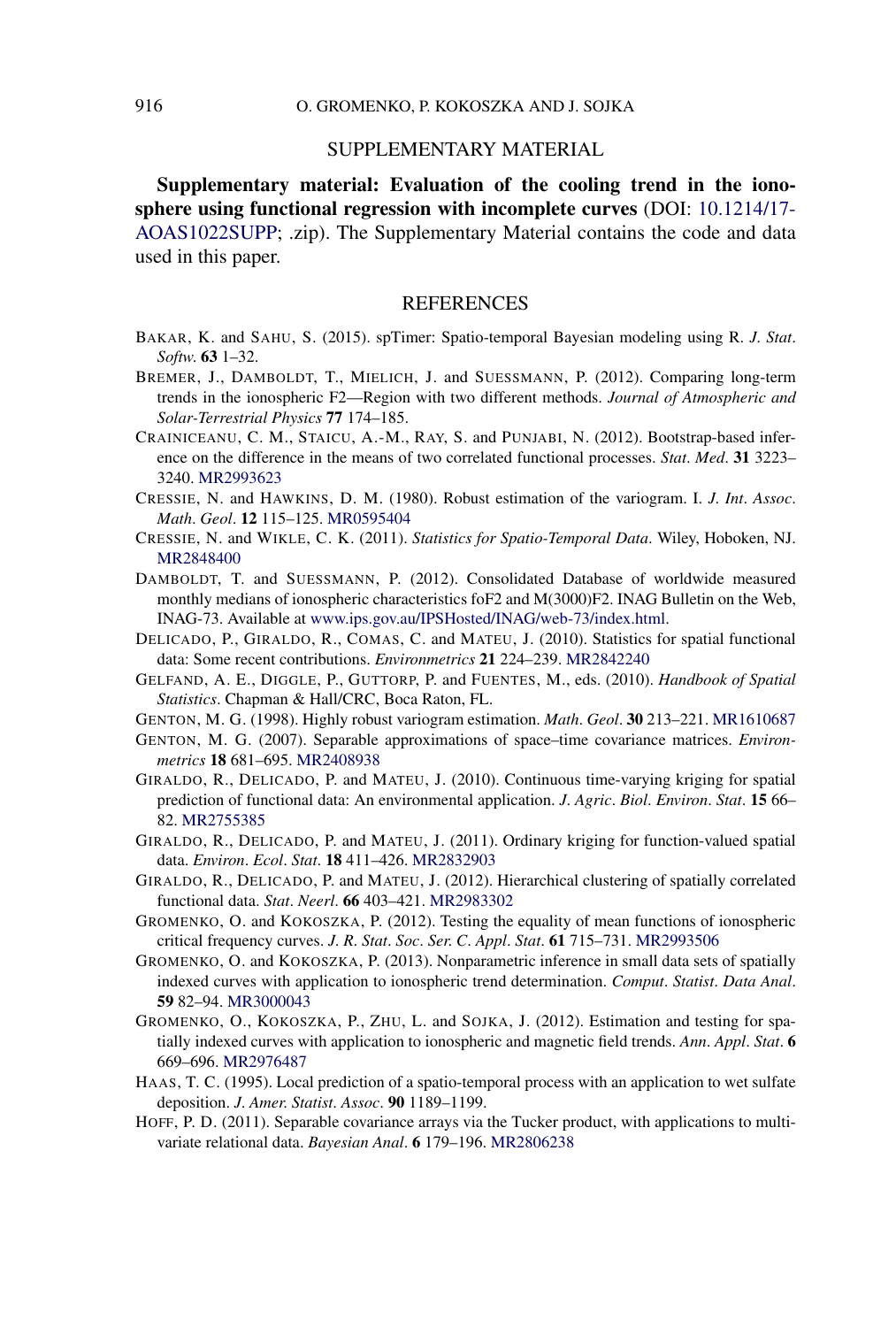## SUPPLEMENTARY MATERIAL

**Supplementary material: Evaluation of the cooling trend in the ionosphere using functional regression with incomplete curves** (DOI: 10.1214/17-AOAS1022SUPP; .zip). The Supplementary Material contains the code and data used in this paper.

## REFERENCES

BAKAR, K. and SAHU, S. (2015). spTimer: Spatio-temporal Bayesian modeling using R. *J. Stat. Softw.* **63** 1–32.

BREMER, J., DAMBOLDT, T., MIELICH, J. and SUESSMANN, P. (2012). Comparing long-term trends in the ionospheric F2—Region with two different methods. *Journal of Atmospheric and Solar-Terrestrial Physics* **77** 174–185.

CRAINICEANU, C. M., STAICU, A.-M., RAY, S. and PUNJABI, N. (2012). Bootstrap-based inference on the difference in the means of two correlated functional processes. *Stat. Med.* **31** 3223–3240. MR2993623

CRESSIE, N. and HAWKINS, D. M. (1980). Robust estimation of the variogram. I. *J. Int. Assoc. Math. Geol.* **12** 115–125. MR0595404

CRESSIE, N. and WIKLE, C. K. (2011). *Statistics for Spatio-Temporal Data*. Wiley, Hoboken, NJ. MR2848400

DAMBOLDT, T. and SUESSMANN, P. (2012). Consolidated Database of worldwide measured monthly medians of ionospheric characteristics foF2 and M(3000)F2. INAG Bulletin on the Web, INAG-73. Available at www.ips.gov.au/IPSHosted/INAG/web-73/index.html.

DELICADO, P., GIRALDO, R., COMAS, C. and MATEU, J. (2010). Statistics for spatial functional data: Some recent contributions. *Environmetrics* **21** 224–239. MR2842240

GELFAND, A. E., DIGGLE, P., GUTTORP, P. and FUENTES, M., eds. (2010). *Handbook of Spatial Statistics*. Chapman & Hall/CRC, Boca Raton, FL.

GENTON, M. G. (1998). Highly robust variogram estimation. *Math. Geol.* **30** 213–221. MR1610687

GENTON, M. G. (2007). Separable approximations of space–time covariance matrices. *Environmetrics* **18** 681–695. MR2408938

GIRALDO, R., DELICADO, P. and MATEU, J. (2010). Continuous time-varying kriging for spatial prediction of functional data: An environmental application. *J. Agric. Biol. Environ. Stat.* **15** 66–82. MR2755385

GIRALDO, R., DELICADO, P. and MATEU, J. (2011). Ordinary kriging for function-valued spatial data. *Environ. Ecol. Stat.* **18** 411–426. MR2832903

GIRALDO, R., DELICADO, P. and MATEU, J. (2012). Hierarchical clustering of spatially correlated functional data. *Stat. Neerl.* **66** 403–421. MR2983302

GROMENKO, O. and KOKOSZKA, P. (2012). Testing the equality of mean functions of ionospheric critical frequency curves. *J. R. Stat. Soc. Ser. C. Appl. Stat.* **61** 715–731. MR2993506

GROMENKO, O. and KOKOSZKA, P. (2013). Nonparametric inference in small data sets of spatially indexed curves with application to ionospheric trend determination. *Comput. Statist. Data Anal.* **59** 82–94. MR3000043

GROMENKO, O., KOKOSZKA, P., ZHU, L. and SOJKA, J. (2012). Estimation and testing for spatially indexed curves with application to ionospheric and magnetic field trends. *Ann. Appl. Stat.* **6** 669–696. MR2976487

HAAS, T. C. (1995). Local prediction of a spatio-temporal process with an application to wet sulfate deposition. *J. Amer. Statist. Assoc.* **90** 1189–1199.

HOFF, P. D. (2011). Separable covariance arrays via the Tucker product, with applications to multivariate relational data. *Bayesian Anal.* **6** 179–196. MR2806238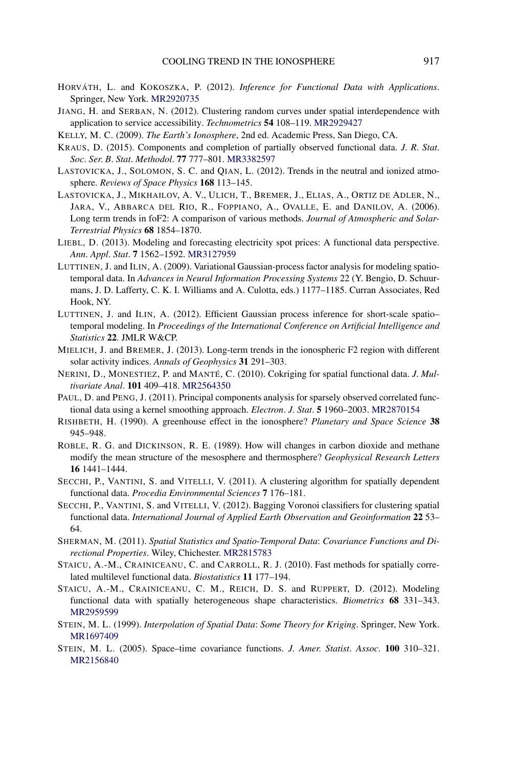HORVÁTH, L. and KOKOSZKA, P. (2012). *Inference for Functional Data with Applications*. Springer, New York. MR2920735

JIANG, H. and SERBAN, N. (2012). Clustering random curves under spatial interdependence with application to service accessibility. *Technometrics* **54** 108–119. MR2929427

KELLY, M. C. (2009). *The Earth's Ionosphere*, 2nd ed. Academic Press, San Diego, CA.

KRAUS, D. (2015). Components and completion of partially observed functional data. *J. R. Stat. Soc. Ser. B. Stat. Methodol*. **77** 777–801. MR3382597

LASTOVICKA, J., SOLOMON, S. C. and QIAN, L. (2012). Trends in the neutral and ionized atmosphere. *Reviews of Space Physics* **168** 113–145.

LASTOVICKA, J., MIKHAILOV, A. V., ULICH, T., BREMER, J., ELIAS, A., ORTIZ DE ADLER, N., JARA, V., ABBARCA DEL RIO, R., FOPPIANO, A., OVALLE, E. and DANILOV, A. (2006). Long term trends in foF2: A comparison of various methods. *Journal of Atmospheric and Solar-Terrestrial Physics* **68** 1854–1870.

LIEBL, D. (2013). Modeling and forecasting electricity spot prices: A functional data perspective. *Ann. Appl. Stat*. **7** 1562–1592. MR3127959

LUTTINEN, J. and ILIN, A. (2009). Variational Gaussian-process factor analysis for modeling spatio-temporal data. In *Advances in Neural Information Processing Systems* 22 (Y. Bengio, D. Schuurmans, J. D. Lafferty, C. K. I. Williams and A. Culotta, eds.) 1177–1185. Curran Associates, Red Hook, NY.

LUTTINEN, J. and ILIN, A. (2012). Efficient Gaussian process inference for short-scale spatio–temporal modeling. In *Proceedings of the International Conference on Artificial Intelligence and Statistics* **22**. JMLR W&CP.

MIELICH, J. and BREMER, J. (2013). Long-term trends in the ionospheric F2 region with different solar activity indices. *Annals of Geophysics* **31** 291–303.

NERINI, D., MONESTIEZ, P. and MANTÉ, C. (2010). Cokriging for spatial functional data. *J. Multivariate Anal*. **101** 409–418. MR2564350

PAUL, D. and PENG, J. (2011). Principal components analysis for sparsely observed correlated functional data using a kernel smoothing approach. *Electron. J. Stat*. **5** 1960–2003. MR2870154

RISHBETH, H. (1990). A greenhouse effect in the ionosphere? *Planetary and Space Science* **38** 945–948.

ROBLE, R. G. and DICKINSON, R. E. (1989). How will changes in carbon dioxide and methane modify the mean structure of the mesosphere and thermosphere? *Geophysical Research Letters* **16** 1441–1444.

SECCHI, P., VANTINI, S. and VITELLI, V. (2011). A clustering algorithm for spatially dependent functional data. *Procedia Environmental Sciences* **7** 176–181.

SECCHI, P., VANTINI, S. and VITELLI, V. (2012). Bagging Voronoi classifiers for clustering spatial functional data. *International Journal of Applied Earth Observation and Geoinformation* **22** 53–64.

SHERMAN, M. (2011). *Spatial Statistics and Spatio-Temporal Data*: *Covariance Functions and Directional Properties*. Wiley, Chichester. MR2815783

STAICU, A.-M., CRAINICEANU, C. and CARROLL, R. J. (2010). Fast methods for spatially correlated multilevel functional data. *Biostatistics* **11** 177–194.

STAICU, A.-M., CRAINICEANU, C. M., REICH, D. S. and RUPPERT, D. (2012). Modeling functional data with spatially heterogeneous shape characteristics. *Biometrics* **68** 331–343. MR2959599

STEIN, M. L. (1999). *Interpolation of Spatial Data*: *Some Theory for Kriging*. Springer, New York. MR1697409

STEIN, M. L. (2005). Space–time covariance functions. *J. Amer. Statist. Assoc*. **100** 310–321. MR2156840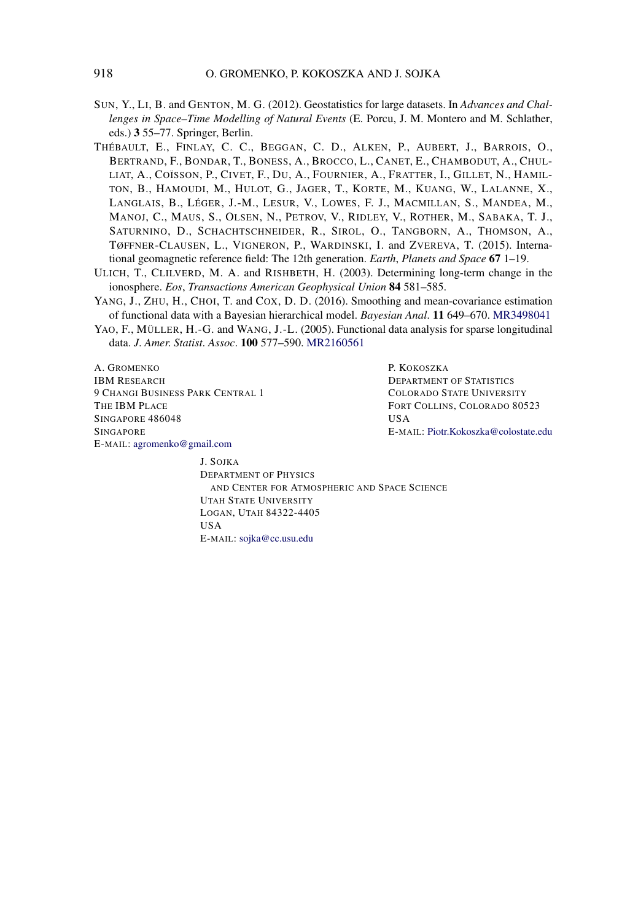SUN, Y., LI, B. and GENTON, M. G. (2012). Geostatistics for large datasets. In *Advances and Challenges in Space–Time Modelling of Natural Events* (E. Porcu, J. M. Montero and M. Schlather, eds.) **3** 55–77. Springer, Berlin.

THÉBAULT, E., FINLAY, C. C., BEGGAN, C. D., ALKEN, P., AUBERT, J., BARROIS, O., BERTRAND, F., BONDAR, T., BONESS, A., BROCCO, L., CANET, E., CHAMBODUT, A., CHULLIAT, A., COÏSSON, P., CIVET, F., DU, A., FOURNIER, A., FRATTER, I., GILLET, N., HAMILTON, B., HAMOUDI, M., HULOT, G., JAGER, T., KORTE, M., KUANG, W., LALANNE, X., LANGLAIS, B., LÉGER, J.-M., LESUR, V., LOWES, F. J., MACMILLAN, S., MANDEA, M., MANOJ, C., MAUS, S., OLSEN, N., PETROV, V., RIDLEY, V., ROTHER, M., SABAKA, T. J., SATURNINO, D., SCHACHTSCHNEIDER, R., SIROL, O., TANGBORN, A., THOMSON, A., TØFFNER-CLAUSEN, L., VIGNERON, P., WARDINSKI, I. and ZVEREVA, T. (2015). International geomagnetic reference field: The 12th generation. *Earth, Planets and Space* **67** 1–19.

ULICH, T., CLILVERD, M. A. and RISHBETH, H. (2003). Determining long-term change in the ionosphere. *Eos, Transactions American Geophysical Union* **84** 581–585.

YANG, J., ZHU, H., CHOI, T. and COX, D. D. (2016). Smoothing and mean-covariance estimation of functional data with a Bayesian hierarchical model. *Bayesian Anal.* **11** 649–670. MR3498041

YAO, F., MÜLLER, H.-G. and WANG, J.-L. (2005). Functional data analysis for sparse longitudinal data. *J. Amer. Statist. Assoc.* **100** 577–590. MR2160561

A. GROMENKO
IBM RESEARCH
9 CHANGI BUSINESS PARK CENTRAL 1
THE IBM PLACE
SINGAPORE 486048
SINGAPORE
E-MAIL: agromenko@gmail.com

P. KOKOSZKA
DEPARTMENT OF STATISTICS
COLORADO STATE UNIVERSITY
FORT COLLINS, COLORADO 80523
USA
E-MAIL: Piotr.Kokoszka@colostate.edu

J. SOJKA
DEPARTMENT OF PHYSICS
AND CENTER FOR ATMOSPHERIC AND SPACE SCIENCE
UTAH STATE UNIVERSITY
LOGAN, UTAH 84322-4405
USA
E-MAIL: sojka@cc.usu.edu